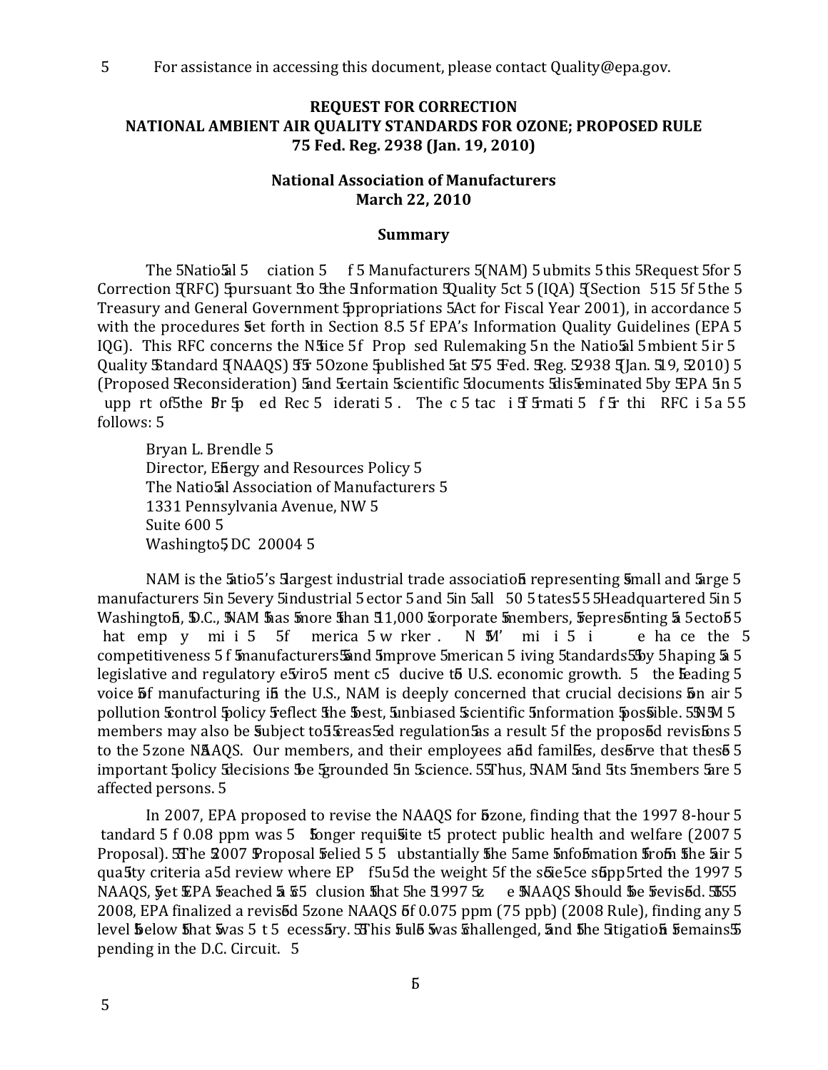For assistance in accessing this document, please contact Quality@epa.gov.

**REQUEST FOR CORRECTION**
**NATIONAL AMBIENT AIR QUALITY STANDARDS FOR OZONE; PROPOSED RULE**
**75 Fed. Reg. 2938 (Jan. 19, 2010)**

**National Association of Manufacturers**
**March 22, 2010**

**Summary**

The National Association of Manufacturers (NAM) submits this Request for Correction (RFC) pursuant to the Information Quality Act (IQA) (Section 515 of the Treasury and General Government Appropriations Act for Fiscal Year 2001), in accordance with the procedures set forth in Section 8.5 of EPA's Information Quality Guidelines (EPA IQG). This RFC concerns the Notice of Proposed Rulemaking on the National Ambient Air Quality Standard (NAAQS) for Ozone published at 75 Fed. Reg. 2938 (Jan. 19, 2010) (Proposed Reconsideration) and certain scientific documents disseminated by EPA in support of the Proposed Reconsideration. The contact information for this RFC is as follows:

Bryan L. Brendle
Director, Energy and Resources Policy
The National Association of Manufacturers
1331 Pennsylvania Avenue, NW
Suite 600
Washington, DC 20004

NAM is the nation's largest industrial trade association representing small and large manufacturers in every industrial sector and in all 50 states. Headquartered in Washington, D.C., NAM has more than 11,000 corporate members, representing a sector that employs millions of America's workers. NAM's mission is to enhance the competitiveness of manufacturers and improve American living standards by shaping a legislative and regulatory environment conducive to U.S. economic growth. As the leading voice of manufacturing in the U.S., NAM is deeply concerned that crucial decisions on air pollution control policy reflect the best, unbiased scientific information possible. NAM members may also be subject to increased regulation as a result of the proposed revisions to the ozone NAAQS. Our members, and their employees and families, deserve that these important policy decisions be grounded in science. Thus, NAM and its members are affected persons.

In 2007, EPA proposed to revise the NAAQS for ozone, finding that the 1997 8-hour standard of 0.08 ppm was no longer requisite to protect public health and welfare (2007 Proposal). The 2007 Proposal relied on substantially the same information from the air quality criteria and review where EPA found the weight of the science supported the 1997 NAAQS, yet EPA reached a conclusion that the 1997 ozone NAAQS should be revised. In 2008, EPA finalized a revised ozone NAAQS of 0.075 ppm (75 ppb) (2008 Rule), finding any level below that was not necessary. This rule was challenged, and the litigation remains pending in the D.C. Circuit.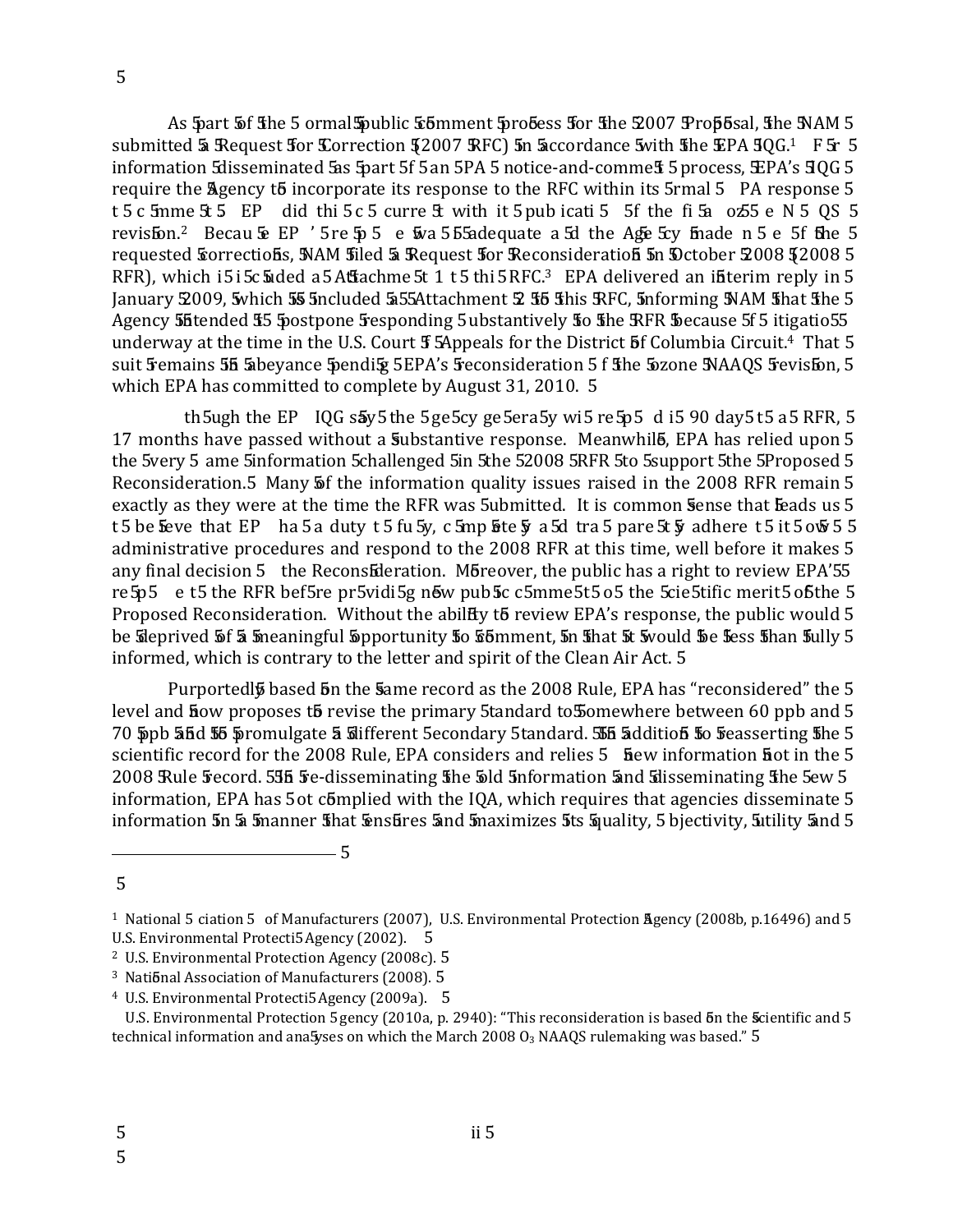As part of the formal public comment process for the 2007 Proposal, the NAM submitted a Request for Correction (2007 RFC) in accordance with the EPA IQG.[1] For information disseminated as part of an EPA notice-and-comment process, EPA's IQG require the Agency to incorporate its response to the RFC within its formal EPA response to comment. EPA did this concurrent with its publication of the final ozone NAAQS revision.[2] Because EPA's response was inadequate and the Agency made none of the requested corrections, NAM filed a Request for Reconsideration in October 2008 (2008 RFR), which included as Attachment 1 to this RFC.[3] EPA delivered an interim reply in January 2009, which is included as Attachment 2 to this RFC, informing NAM that the Agency intended to postpone responding substantively to the RFR because of litigation underway at the time in the U.S. Court of Appeals for the District of Columbia Circuit.[4] That suit remains in abeyance pending EPA's reconsideration of the ozone NAAQS revision, which EPA has committed to complete by August 31, 2010.

Although the EPA IQG say the agency generally will respond within 90 days to an RFR, 17 months have passed without a substantive response. Meanwhile, EPA has relied upon the very same information challenged in the 2008 RFR to support the Proposed Reconsideration. Many of the information quality issues raised in the 2008 RFR remain exactly as they were at the time the RFR was submitted. It is common sense that leads us to believe that EPA has a duty to fully, completely and transparently adhere to its own administrative procedures and respond to the 2008 RFR at this time, well before it makes any final decision on the Reconsideration. Moreover, the public has a right to review EPA's response to the RFR before providing new public comment on the scientific merits of the Proposed Reconsideration. Without the ability to review EPA's response, the public would be deprived of a meaningful opportunity to comment, in that it would be less than fully informed, which is contrary to the letter and spirit of the Clean Air Act.

Purportedly based on the same record as the 2008 Rule, EPA has "reconsidered" the level and now proposes to revise the primary standard to somewhere between 60 ppb and 70 ppb and to promulgate a different secondary standard. In addition to reasserting the scientific record for the 2008 Rule, EPA considers and relies on new information not in the 2008 Rule record. In re-disseminating the old information and disseminating the new information, EPA has not complied with the IQA, which requires that agencies disseminate information in a manner that ensures and maximizes its quality, objectivity, utility and

---

[1] National Association of Manufacturers (2007), U.S. Environmental Protection Agency (2008b, p.16496) and U.S. Environmental Protection Agency (2002).

[2] U.S. Environmental Protection Agency (2008c).

[3] National Association of Manufacturers (2008).

[4] U.S. Environmental Protection Agency (2009a).

U.S. Environmental Protection Agency (2010a, p. 2940): "This reconsideration is based on the scientific and technical information and analyses on which the March 2008 $O_3$ NAAQS rulemaking was based."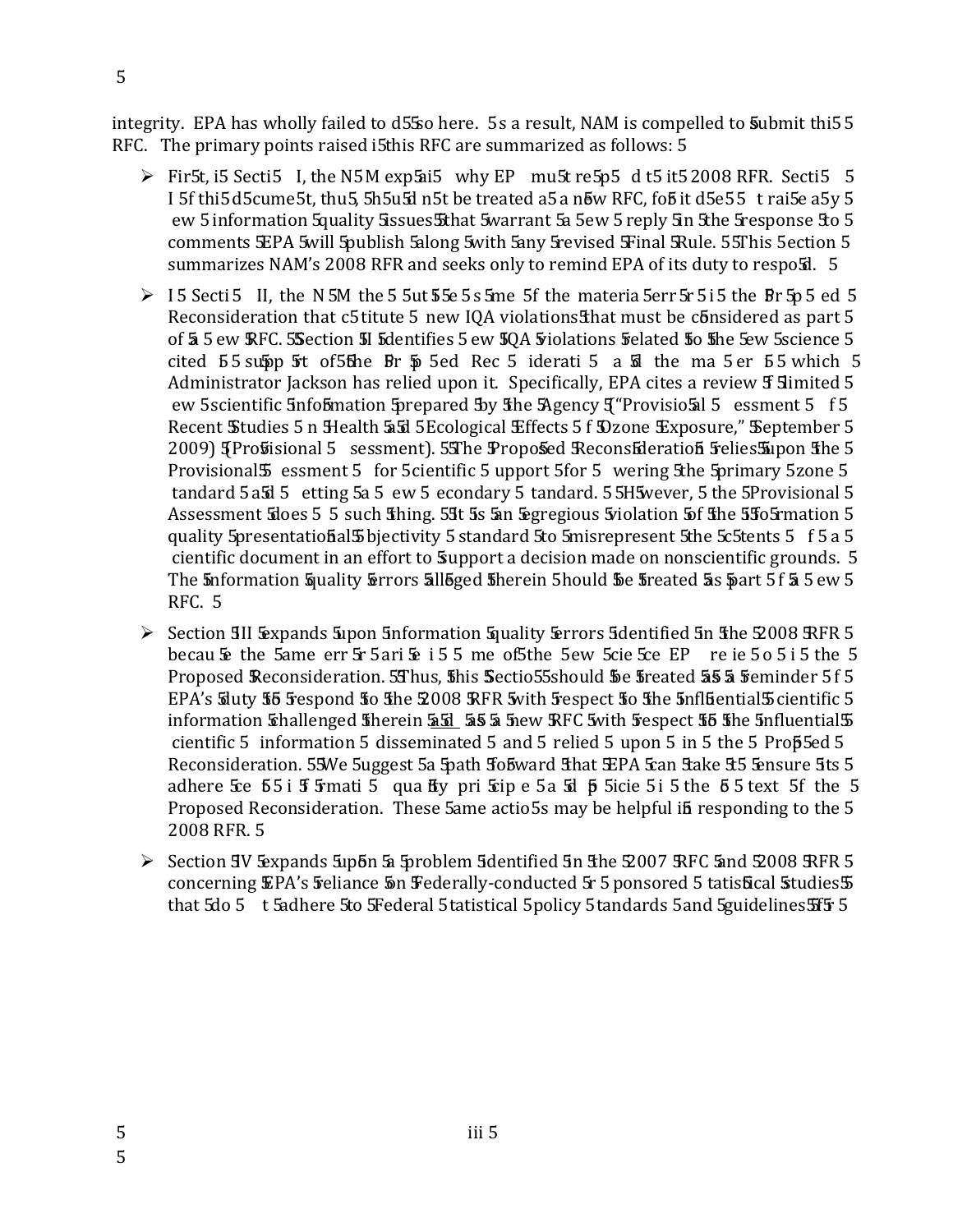integrity. EPA has wholly failed to do so here. As a result, NAM is compelled to submit this RFC. The primary points raised in this RFC are summarized as follows:

- First, in Section I, the NAM explains why EPA must respond to its 2008 RFR. Section I of this document, thus, should not be treated as a new RFC, for it does not raise any new information quality issues that warrant a new reply in the response to comments EPA will publish along with any revised Final Rule. This section summarizes NAM's 2008 RFR and seeks only to remind EPA of its duty to respond.

- In Section II, the NAM then outlines some of the material errors in the Proposed Reconsideration that constitute new IQA violations that must be considered as part of a new RFC. Section II identifies new IQA violations related to the new science cited in support of the Proposed Reconsideration and the manner in which Administrator Jackson has relied upon it. Specifically, EPA cites a review of limited new scientific information prepared by the Agency ("Provisional Assessment of Recent Studies on Health and Ecological Effects of Ozone Exposure," September 2009) (Provisional Assessment). The Proposed Reconsideration relies upon the Provisional Assessment for scientific support for lowering the primary ozone standard and setting a new secondary standard. However, the Provisional Assessment does no such thing. It is an egregious violation of the information quality presentational objectivity standard to misrepresent the contents of a scientific document in an effort to support a decision made on nonscientific grounds. The information quality errors alleged therein should be treated as part of a new RFC.

- Section III expands upon information quality errors identified in the 2008 RFR because the same errors arise in some of the new science EPA relies on in the Proposed Reconsideration. Thus, this Section should be treated as a reminder of EPA's duty to respond to the 2008 RFR with respect to the influential scientific information challenged therein and as a new RFC with respect to the influential scientific information disseminated and relied upon in the Proposed Reconsideration. We suggest a path forward that EPA can take to ensure its adherence to information quality principles and policies in the context of the Proposed Reconsideration. These same actions may be helpful in responding to the 2008 RFR.

- Section IV expands upon a problem identified in the 2007 RFC and 2008 RFR concerning EPA's reliance on Federally-conducted or sponsored statistical studies that do not adhere to Federal statistical policy standards and guidelines for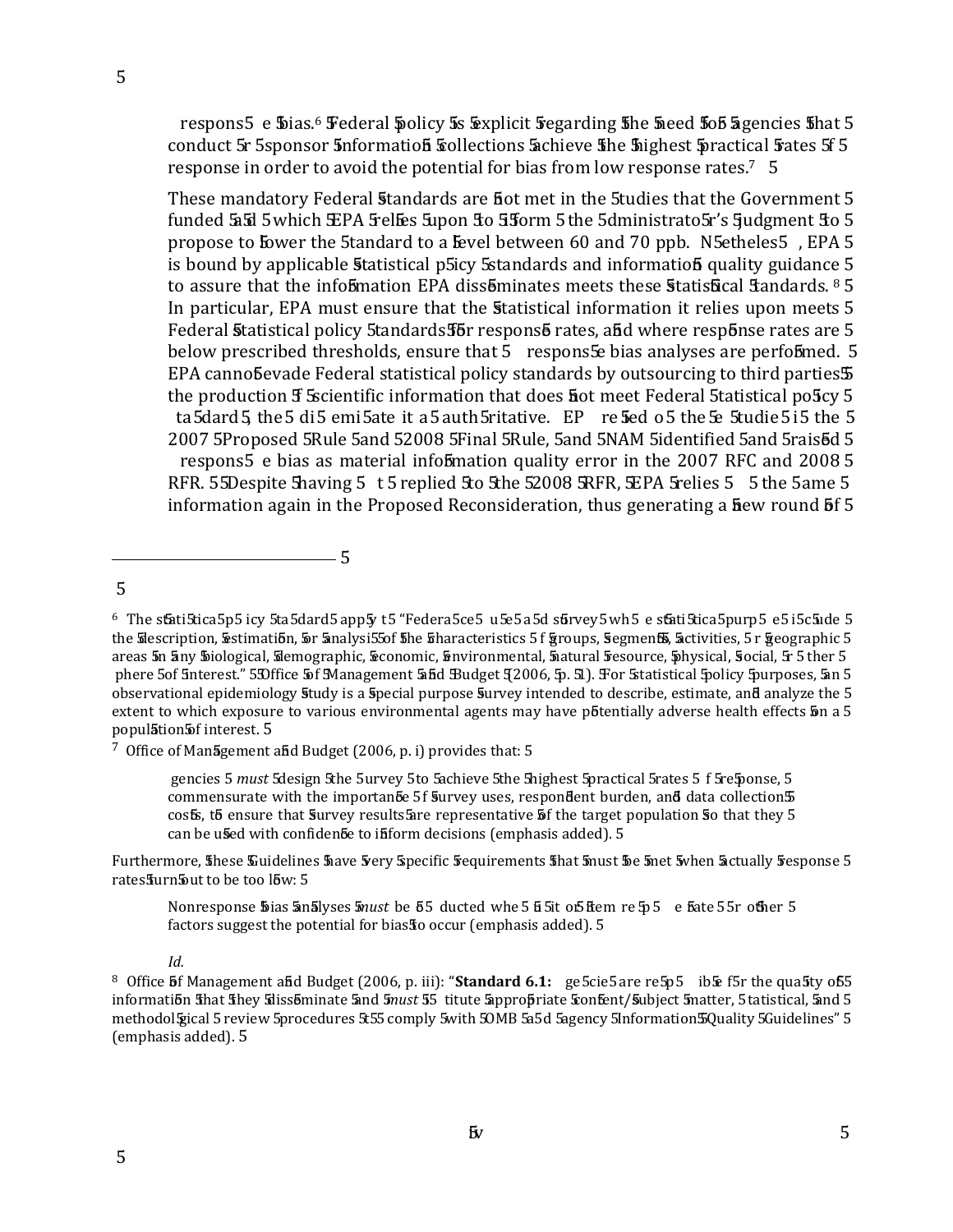response bias.[6] Federal policy is explicit regarding the need for agencies that conduct or sponsor information collections achieve the highest practical rates of response in order to avoid the potential for bias from low response rates.[7]

These mandatory Federal standards are not met in the studies that the Government funded and which EPA relies upon to inform the Administrator's judgment to propose to lower the standard to a level between 60 and 70 ppb. Nonetheless, EPA is bound by applicable statistical policy standards and information quality guidance to assure that the information EPA disseminates meets these statistical standards.[8] In particular, EPA must ensure that the statistical information it relies upon meets Federal statistical policy standards for response rates, and where response rates are below prescribed thresholds, ensure that nonresponse bias analyses are performed. EPA cannot evade Federal statistical policy standards by outsourcing to third parties the production of scientific information that does not meet Federal statistical policy standards, then disseminate it as authoritative. EPA relied on these studies in the 2007 Proposed Rule and 2008 Final Rule, and NAM identified and raised nonresponse bias as material information quality error in the 2007 RFC and 2008 RFR. Despite having not replied to the 2008 RFR, EPA relies on the same information again in the Proposed Reconsideration, thus generating a new round of

---

[6] The statistical policy standards apply to "Federal censuses and surveys whose statistical purposes include the description, estimation, or analysis of the characteristics of groups, segments, activities, or geographic areas in any biological, demographic, economic, environmental, natural resource, physical, social, or other sphere of interest." Office of Management and Budget (2006, p. 1). For statistical policy purposes, an observational epidemiology study is a special purpose survey intended to describe, estimate, and analyze the extent to which exposure to various environmental agents may have potentially adverse health effects on a population of interest.

[7] Office of Management and Budget (2006, p. i) provides that:

> Agencies *must* design the survey to achieve the highest practical rates of response, commensurate with the importance of survey uses, respondent burden, and data collection costs, to ensure that survey results are representative of the target population so that they can be used with confidence to inform decisions (emphasis added).

Furthermore, these Guidelines have very specific requirements that must be met when actually response rates turn out to be too low:

> Nonresponse bias analyses *must* be conducted when unit or item response rates or other factors suggest the potential for bias to occur (emphasis added).
>
> *Id.*

[8] Office of Management and Budget (2006, p. iii): "**Standard 6.1:** Agencies are responsible for the quality of information that they disseminate and *must* institute appropriate content/subject matter, statistical, and methodological review procedures to comply with OMB and agency Information Quality Guidelines" (emphasis added).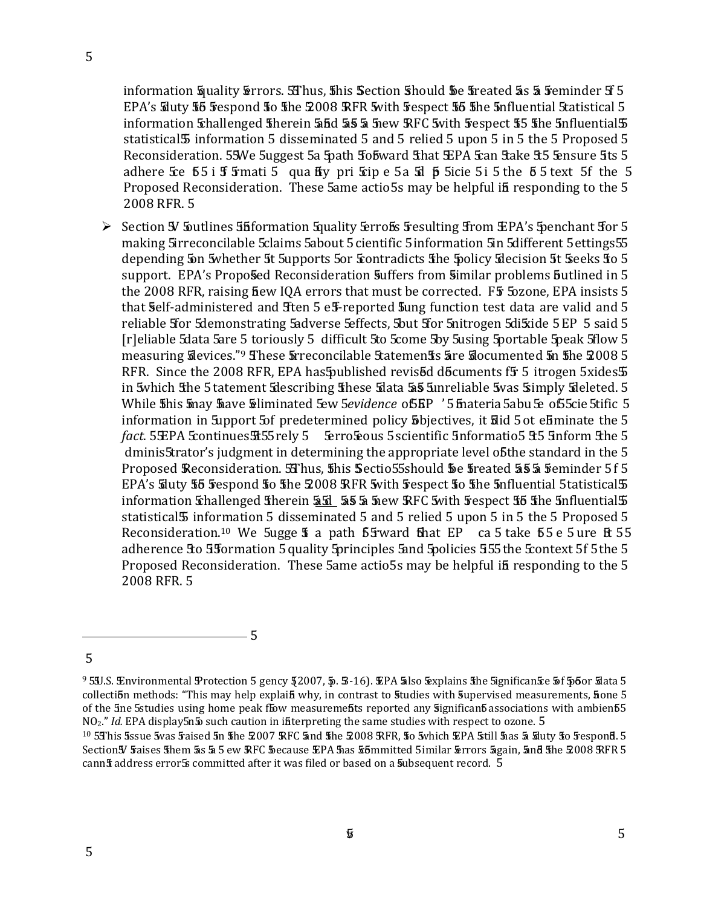information quality errors. Thus, this Section should be treated as a reminder of EPA's duty to respond to the 2008 RFR with respect to the influential statistical information challenged therein and as a new RFC with respect to the influential statistical information disseminated and relied upon in the Proposed Reconsideration. We suggest a path forward that EPA can take to ensure its adherence to information quality principles and policies in the context of the Proposed Reconsideration. These same actions may be helpful in responding to the 2008 RFR.

- Section V outlines information quality errors resulting from EPA's penchant for making irreconcilable claims about scientific information in different settings depending on whether it supports or contradicts the policy decision it seeks to support. EPA's Proposed Reconsideration suffers from similar problems outlined in the 2008 RFR, raising new IQA errors that must be corrected. For ozone, EPA insists that self-administered and often self-reported lung function test data are valid and reliable for demonstrating adverse effects, but for nitrogen dioxide EPA said "[r]eliable data are notoriously difficult to come by using portable peak flow measuring devices."[9] These irreconcilable statements are documented in the 2008 RFR. Since the 2008 RFR, EPA has published revised documents for nitrogen oxides in which the statement describing these data as unreliable was simply deleted. While this may have eliminated *evidence* of EPA's material abuse of scientific information in support of predetermined policy objectives, it did not eliminate the *fact*. EPA continues to rely on erroneous scientific information to inform the Administrator's judgment in determining the appropriate level of the standard in the Proposed Reconsideration. Thus, this Section should be treated as a reminder of EPA's duty to respond to the 2008 RFR with respect to the influential statistical information challenged therein and as a new RFC with respect to the influential statistical information disseminated and relied upon in the Proposed Reconsideration.[10] We suggest a path forward that EPA can take to ensure its adherence to information quality principles and policies in the context of the Proposed Reconsideration. These same actions may be helpful in responding to the 2008 RFR.

---

[9] U.S. Environmental Protection Agency (2007, p. 3-16). EPA also explains the significance of poor data collection methods: "This may help explain why, in contrast to studies with supervised measurements, none of the nine studies using home peak flow measurements reported any significant associations with ambient $NO_2$." *Id.* EPA displays no such caution in interpreting the same studies with respect to ozone.

[10] This issue was raised in the 2007 RFC and the 2008 RFR, to which EPA still has a duty to respond. Section V raises them as a new RFC because EPA has committed similar errors again, and the 2008 RFR cannot address errors committed after it was filed or based on a subsequent record.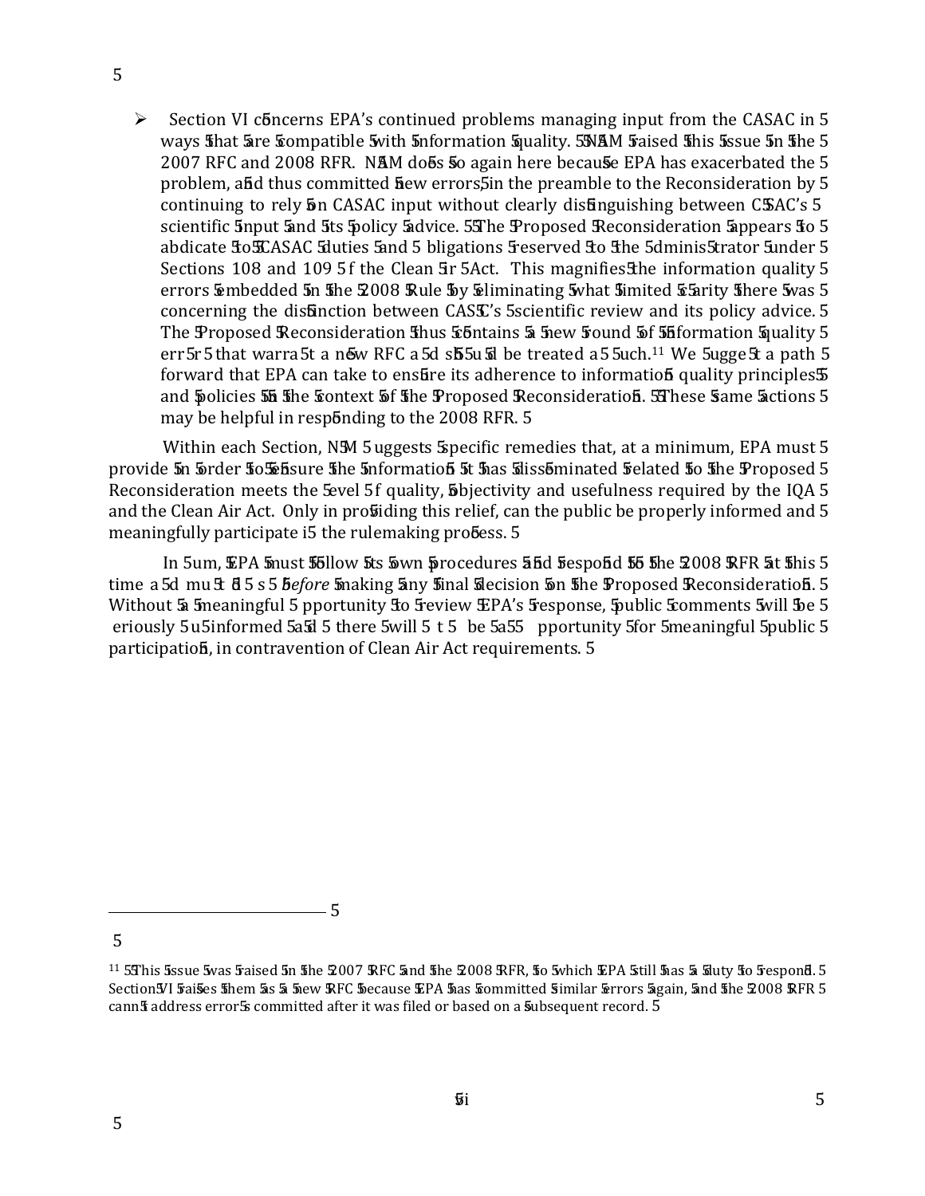- Section VI concerns EPA's continued problems managing input from the CASAC in ways that are compatible with information quality. NAM raised this issue in the 2007 RFC and 2008 RFR. NAM does so again here because EPA has exacerbated the problem, and thus committed new errors, in the preamble to the Reconsideration by continuing to rely on CASAC input without clearly distinguishing between CASAC's scientific input and its policy advice. The Proposed Reconsideration appears to abdicate to CASAC duties and obligations reserved to the Administrator under Sections 108 and 109 of the Clean Air Act. This magnifies the information quality errors embedded in the 2008 Rule by eliminating what limited clarity there was concerning the distinction between CASAC's scientific review and its policy advice. The Proposed Reconsideration thus contains a new round of information quality error that warrant a new RFC and should be treated as such.[11] We suggest a path forward that EPA can take to ensure its adherence to information quality principles and policies in the context of the Proposed Reconsideration. These same actions may be helpful in responding to the 2008 RFR.

Within each Section, NAM suggests specific remedies that, at a minimum, EPA must provide in order to ensure the information it has disseminated related to the Proposed Reconsideration meets the level of quality, objectivity and usefulness required by the IQA and the Clean Air Act. Only in providing this relief, can the public be properly informed and meaningfully participate in the rulemaking process.

In sum, EPA must follow its own procedures and respond to the 2008 RFR at this time and must do so *before* making any final decision on the Proposed Reconsideration. Without a meaningful opportunity to review EPA's response, public comments will be seriously uninformed and there will not be an opportunity for meaningful public participation, in contravention of Clean Air Act requirements.

---

[11] This issue was raised in the 2007 RFC and the 2008 RFR, to which EPA still has a duty to respond. Section VI raises them as a new RFC because EPA has committed similar errors again, and the 2008 RFR cannot address errors committed after it was filed or based on a subsequent record.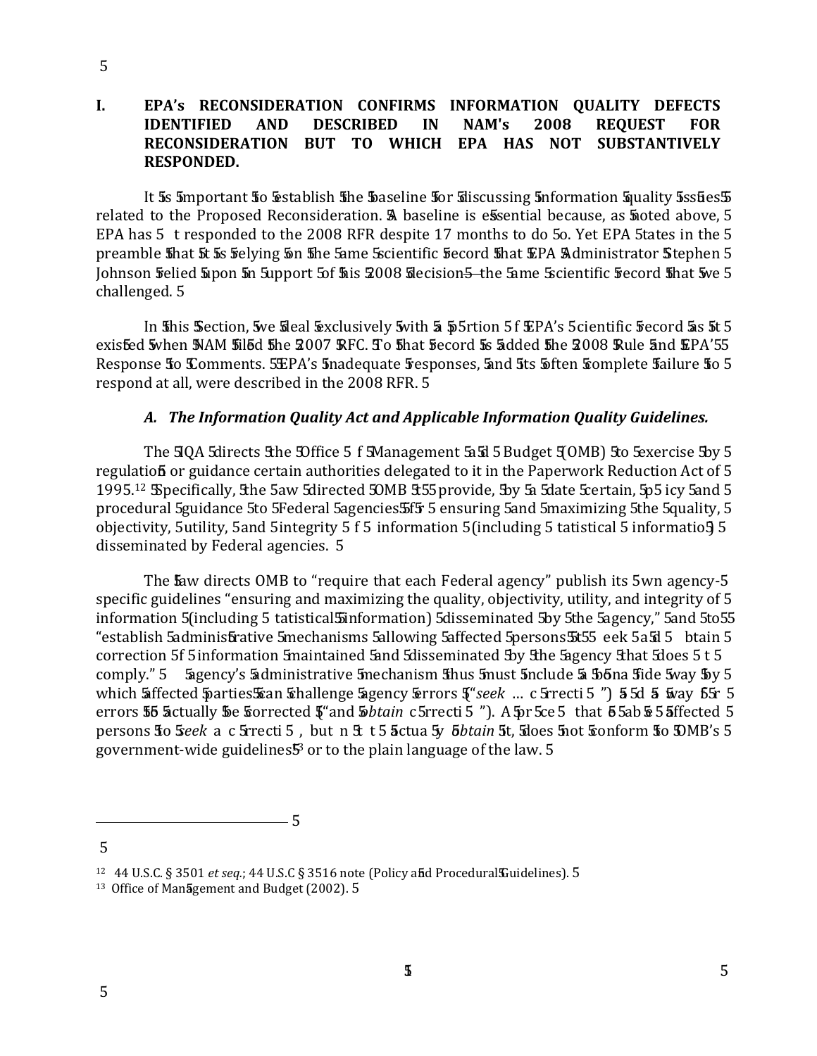## I. EPA's RECONSIDERATION CONFIRMS INFORMATION QUALITY DEFECTS IDENTIFIED AND DESCRIBED IN NAM's 2008 REQUEST FOR RECONSIDERATION BUT TO WHICH EPA HAS NOT SUBSTANTIVELY RESPONDED.

It is important to establish the baseline for discussing information quality issues related to the Proposed Reconsideration. A baseline is essential because, as noted above, EPA has not responded to the 2008 RFR despite 17 months to do so. Yet EPA states in the preamble that it is relying on the same scientific record that EPA Administrator Stephen Johnson relied upon in support of his 2008 decision—the same scientific record that we challenged.

In this Section, we deal exclusively with a portion of EPA's scientific record as it existed when NAM filed the 2007 RFC. To that record is added the 2008 Rule and EPA's Response to Comments. EPA's inadequate responses, and its often complete failure to respond at all, were described in the 2008 RFR.

### *A. The Information Quality Act and Applicable Information Quality Guidelines.*

The IQA directs the Office of Management and Budget (OMB) to exercise by regulation or guidance certain authorities delegated to it in the Paperwork Reduction Act of 1995.[12] Specifically, the law directed OMB to provide, by a date certain, policy and procedural guidance to Federal agencies for ensuring and maximizing the quality, objectivity, utility, and integrity of information (including statistical information) disseminated by Federal agencies.

The law directs OMB to "require that each Federal agency" publish its own agency-specific guidelines "ensuring and maximizing the quality, objectivity, utility, and integrity of information (including statistical information) disseminated by the agency," and to "establish administrative mechanisms allowing affected persons to seek and obtain correction of information maintained and disseminated by the agency that does not comply." Agency's administrative mechanism thus must include a bona fide way by which affected parties can challenge agency errors ("*seek* … correction") and a way for errors to actually be corrected ("and *obtain* correction"). A process that enables affected persons to *seek* a correction, but not to actually *obtain* it, does not conform to OMB's government-wide guidelines[13] or to the plain language of the law.

---

[12] 44 U.S.C. § 3501 *et seq.*; 44 U.S.C § 3516 note (Policy and Procedural Guidelines).

[13] Office of Management and Budget (2002).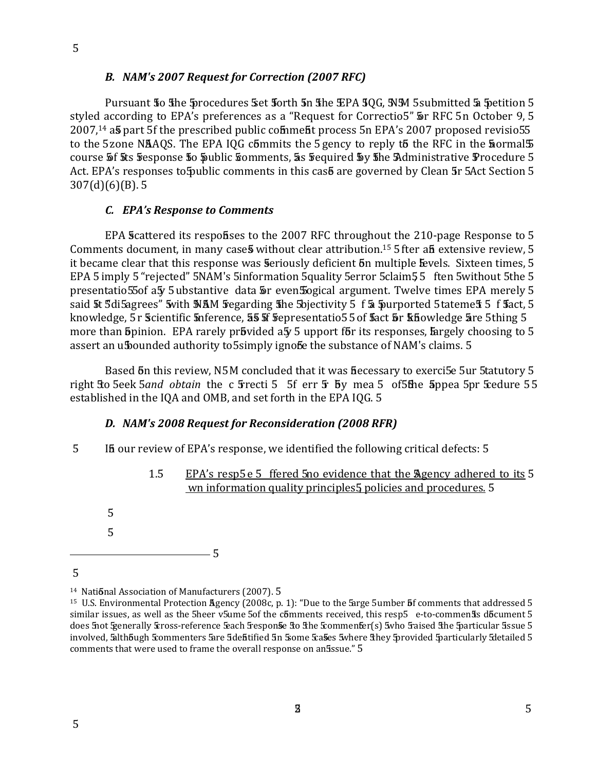### *B. NAM's 2007 Request for Correction (2007 RFC)*

Pursuant to the procedures set forth in the EPA IQG, NAM submitted a petition styled according to EPA's preferences as a "Request for Correction" or RFC on October 9, 2007,[14] as part of the prescribed public comment process on EPA's 2007 proposed revision to the ozone NAAQS. The EPA IQG commits the agency to reply to the RFC in the normal course of its response to public comments, as required by the Administrative Procedure Act. EPA's responses to public comments in this case are governed by Clean Air Act Section 307(d)(6)(B).

### *C. EPA's Response to Comments*

EPA scattered its responses to the 2007 RFC throughout the 210-page Response to Comments document, in many cases without clear attribution.[15] After an extensive review, it became clear that this response was seriously deficient on multiple levels. Sixteen times, EPA simply "rejected" NAM's information quality error claims, often without the presentation of any substantive data or even logical argument. Twelve times EPA merely said it "disagrees" with NAM regarding the objectivity of a purported statement of fact, knowledge, or scientific inference, as if representations of fact or knowledge are nothing more than opinion. EPA rarely provided any support for its responses, largely choosing to assert an unbounded authority to simply ignore the substance of NAM's claims.

Based on this review, NAM concluded that it was necessary to exercise our statutory right to seek *and obtain* the correction of error by means of the appeal procedure established in the IQA and OMB, and set forth in the EPA IQG.

### *D. NAM's 2008 Request for Reconsideration (2008 RFR)*

In our review of EPA's response, we identified the following critical defects:

1. <u>EPA's response offered no evidence that the Agency adhered to its own information quality principles, policies and procedures.</u>

---

[14] National Association of Manufacturers (2007).

[15] U.S. Environmental Protection Agency (2008c, p. 1): "Due to the large number of comments that addressed similar issues, as well as the sheer volume of the comments received, this response-to-comments document does not generally cross-reference each response to the commenter(s) who raised the particular issue involved, although commenters are identified in some cases where they provided particularly detailed comments that were used to frame the overall response on an issue."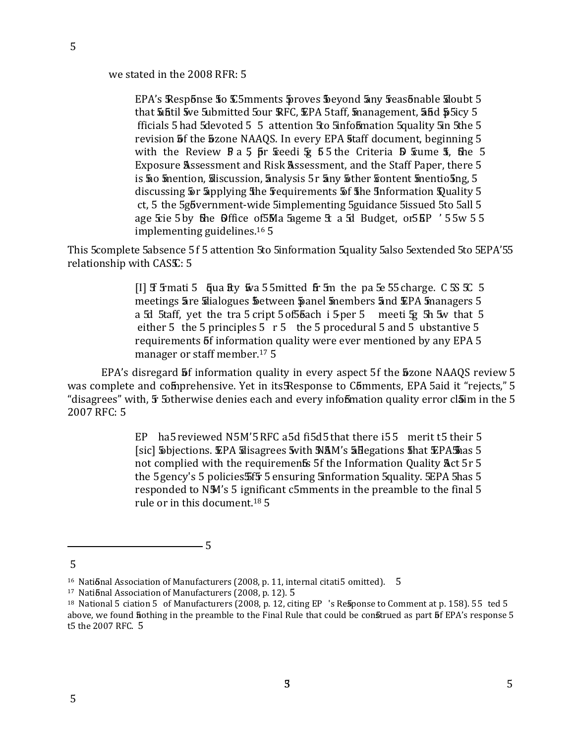we stated in the 2008 RFR:

> EPA's Response to Comments proves beyond any reasonable doubt that until we submitted our RFC, EPA staff, management, and policy officials had devoted attention to information quality in the revision of the ozone NAAQS. In every EPA staff document, beginning with the Review Plan, proceeding to the Criteria Document, the Exposure Assessment and Risk Assessment, and the Staff Paper, there is no mention, discussion, analysis or any other content mentioning, discussing or applying the requirements of the Information Quality Act, the government-wide implementing guidance issued to all agencies by the Office of Management and Budget, or EPA's own implementing guidelines.[16]

This complete absence of attention to information quality also extended to EPA's relationship with CASAC:

> [I]nformation quality was omitted from the panel's charge. CASAC meetings are dialogues between panel members and EPA managers and staff, yet the transcript of each in-person meeting show that neither the principles nor the procedural and substantive requirements of information quality were ever mentioned by any EPA manager or staff member.[17]

EPA's disregard of information quality in every aspect of the ozone NAAQS review was complete and comprehensive. Yet in its Response to Comments, EPA said it "rejects," "disagrees" with, or otherwise denies each and every information quality error claim in the 2007 RFC:

> EPA has reviewed NAM's RFC and finds that there is no merit to their [sic] objections. EPA disagrees with NAM's allegations that EPA has not complied with the requirements of the Information Quality Act or the agency's policies for ensuring information quality. EPA has responded to NAM's significant comments in the preamble to the final rule or in this document.[18]

---

[16] National Association of Manufacturers (2008, p. 11, internal citation omitted).

[17] National Association of Manufacturers (2008, p. 12).

[18] National Association of Manufacturers (2008, p. 12, citing EPA's Response to Comment at p. 158). As noted above, we found nothing in the preamble to the Final Rule that could be construed as part of EPA's response to the 2007 RFC.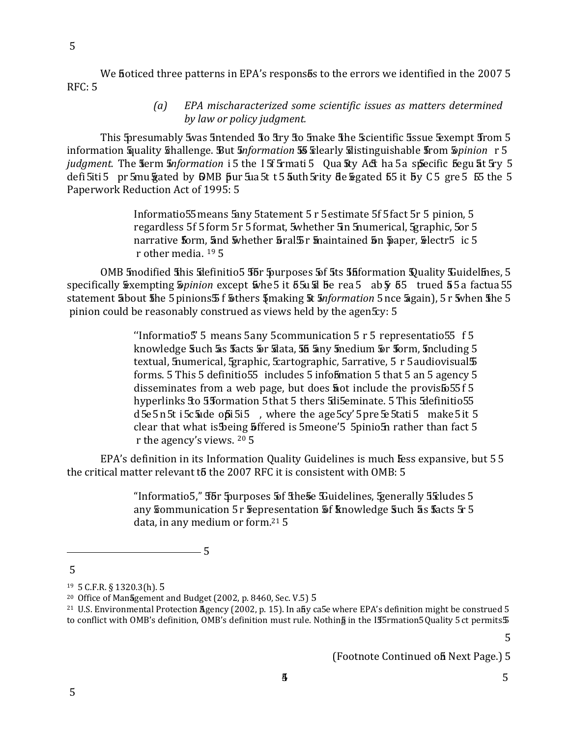We noticed three patterns in EPA's responses to the errors we identified in the 2007 RFC:

*(a) EPA mischaracterized some scientific issues as matters determined by law or policy judgment.*

This presumably was intended to try to make the scientific issue exempt from information quality challenge. But *information* is clearly distinguishable from *opinion* or *judgment*. The term *information* in the Information Quality Act has a specific regulatory definition promulgated by OMB pursuant to authority delegated to it by Congress in the Paperwork Reduction Act of 1995:

> Information means any statement or estimate of fact or opinion, regardless of form or format, whether in numerical, graphic, or narrative form, and whether oral or maintained on paper, electronic or other media.[19]

OMB modified this definition for purposes of its Information Quality Guidelines, specifically exempting *opinion* except where it could be reasonably construed as a factual statement about the opinions of others (making it *information* once again), or when the opinion could be reasonably construed as views held by the agency:

> "Information" means any communication or representation of knowledge such as facts or data, in any medium or form, including textual, numerical, graphic, cartographic, narrative, or audiovisual forms. This definition includes information that an agency disseminates from a web page, but does not include the provision of hyperlinks to information that others disseminate. This definition does not include opinions, where the agency's presentation makes it clear that what is being offered is someone's opinion rather than fact or the agency's views.[20]

EPA's definition in its Information Quality Guidelines is much less expansive, but the critical matter relevant to the 2007 RFC it is consistent with OMB:

> "Information," for purposes of these Guidelines, generally includes any communication or representation of knowledge such as facts or data, in any medium or form.[21]

---

[19] 5 C.F.R. § 1320.3(h).

[20] Office of Management and Budget (2002, p. 8460, Sec. V.5)

[21] U.S. Environmental Protection Agency (2002, p. 15). In any case where EPA's definition might be construed to conflict with OMB's definition, OMB's definition must rule. Nothing in the Information Quality Act permits

(Footnote Continued on Next Page.)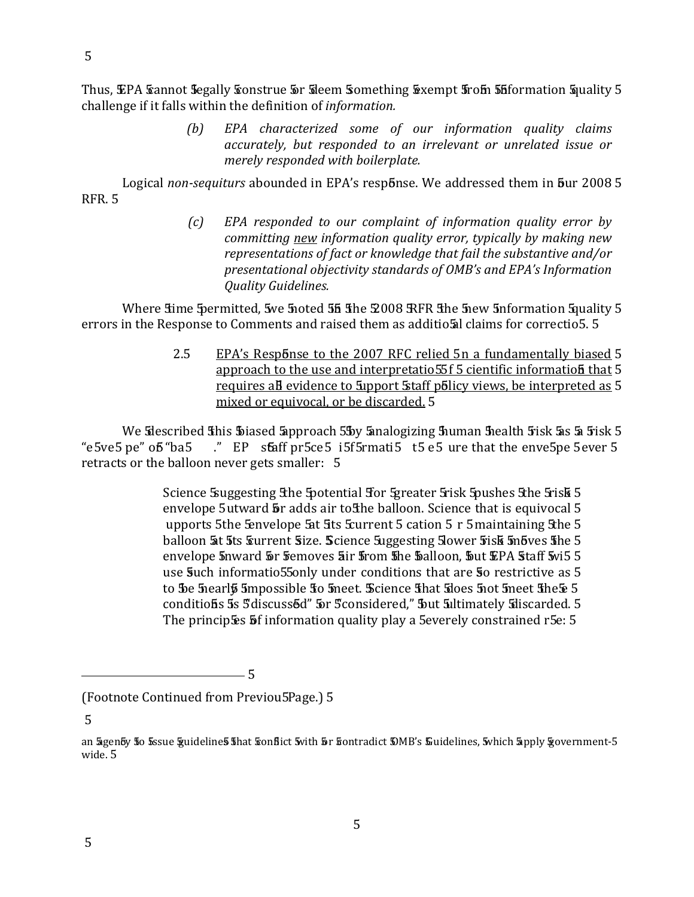Thus, EPA cannot legally construe or deem something exempt from information quality challenge if it falls within the definition of *information.*

> *(b) EPA characterized some of our information quality claims accurately, but responded to an irrelevant or unrelated issue or merely responded with boilerplate.*

Logical *non-sequiturs* abounded in EPA's response. We addressed them in our 2008 RFR.

> *(c) EPA responded to our complaint of information quality error by committing* *<u>new</u>* *information quality error, typically by making new representations of fact or knowledge that fail the substantive and/or presentational objectivity standards of OMB's and EPA's Information Quality Guidelines.*

Where time permitted, we noted in the 2008 RFR the new information quality errors in the Response to Comments and raised them as additional claims for correction.

> 2.5 <u>EPA's Response to the 2007 RFC relied on a fundamentally biased approach to the use and interpretation of scientific information that requires all evidence to support staff policy views, be interpreted as mixed or equivocal, or be discarded.</u>

We described this biased approach by analogizing human health risk as a risk "envelope" or "balloon." EPA staff process information to ensure that the envelope never retracts or the balloon never gets smaller:

> Science suggesting the potential for greater risk pushes the risk envelope outward or adds air to the balloon. Science that is equivocal supports the envelope at its current location or maintaining the balloon at its current size. Science suggesting lower risk moves the envelope inward or removes air from the balloon, but EPA staff will use such information only under conditions that are so restrictive as to be nearly impossible to meet. Science that does not meet these conditions is "discussed" or "considered," but ultimately discarded. The principles of information quality play a severely constrained role:

---

(Footnote Continued from Previous Page.)

an agency to issue guidelines that conflict with or contradict OMB's Guidelines, which apply government-wide.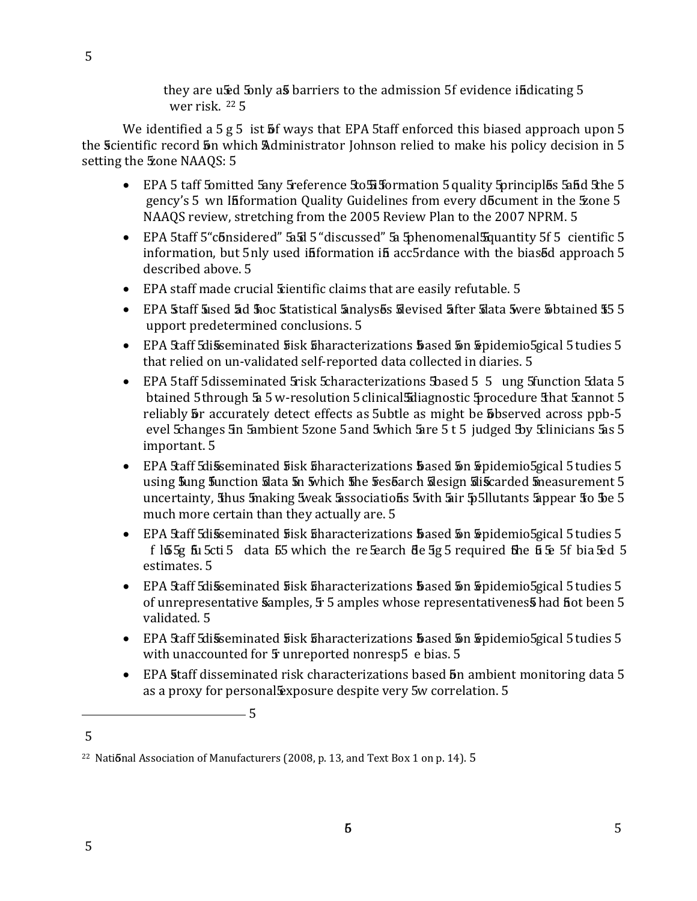> they are used only as barriers to the admission of evidence indicating lower risk.[22]

We identified a long list of ways that EPA staff enforced this biased approach upon the scientific record on which Administrator Johnson relied to make his policy decision in setting the ozone NAAQS:

- EPA staff omitted any reference to information quality principles and the agency's own Information Quality Guidelines from every document in the ozone NAAQS review, stretching from the 2005 Review Plan to the 2007 NPRM.
- EPA staff "considered" and "discussed" a phenomenal quantity of scientific information, but only used information in accordance with the biased approach described above.
- EPA staff made crucial scientific claims that are easily refutable.
- EPA staff used ad hoc statistical analyses devised after data were obtained to support predetermined conclusions.
- EPA staff disseminated risk characterizations based on epidemiological studies that relied on un-validated self-reported data collected in diaries.
- EPA staff disseminated risk characterizations based on lung function data obtained through a low-resolution clinical diagnostic procedure that cannot reliably or accurately detect effects as subtle as might be observed across ppb-level changes in ambient ozone and which are not judged by clinicians as important.
- EPA staff disseminated risk characterizations based on epidemiological studies using lung function data in which the research design discarded measurement uncertainty, thus making weak associations with air pollutants appear to be much more certain than they actually are.
- EPA staff disseminated risk characterizations based on epidemiological studies of lung function data in which the research design required the use of biased estimates.
- EPA staff disseminated risk characterizations based on epidemiological studies of unrepresentative samples, or samples whose representativeness had not been validated.
- EPA staff disseminated risk characterizations based on epidemiological studies with unaccounted for or unreported nonresponse bias.
- EPA staff disseminated risk characterizations based on ambient monitoring data as a proxy for personal exposure despite very low correlation.

---

[22] National Association of Manufacturers (2008, p. 13, and Text Box 1 on p. 14).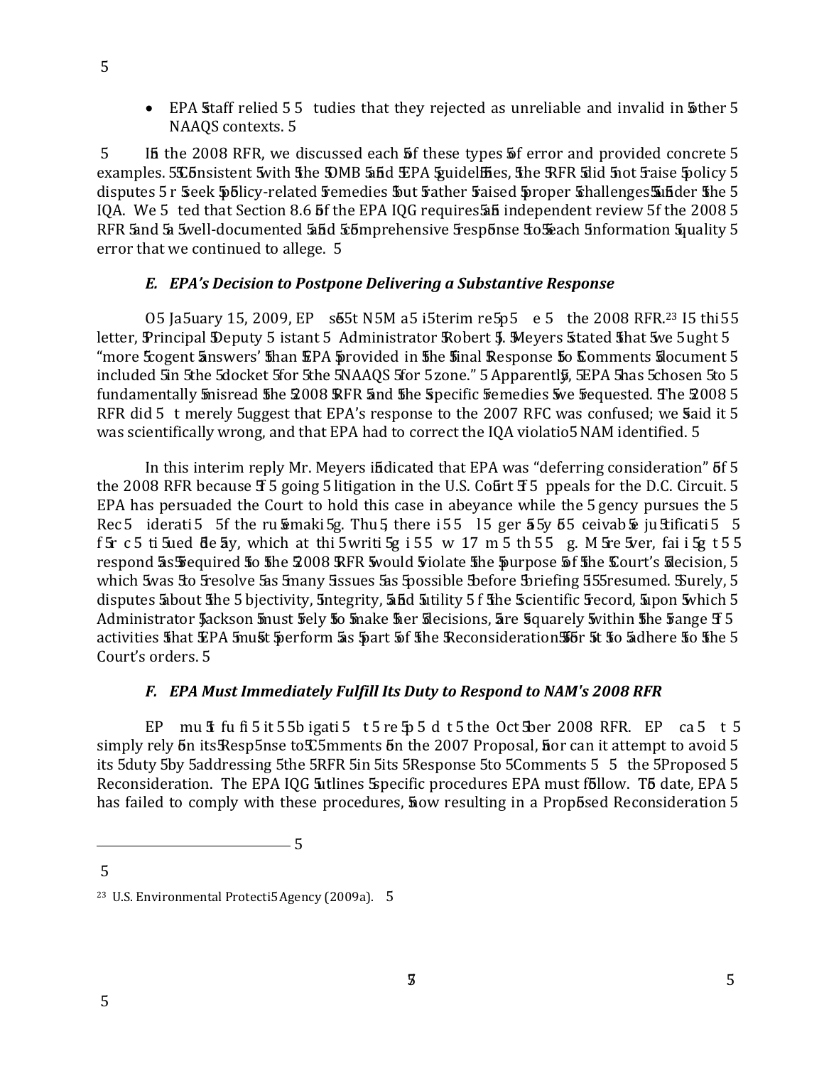- EPA staff relied on studies that they rejected as unreliable and invalid in other NAAQS contexts.

In the 2008 RFR, we discussed each of these types of error and provided concrete examples. Consistent with the OMB and EPA guidelines, the RFR did not raise policy disputes or seek policy-related remedies but rather raised proper challenges under the IQA. We noted that Section 8.6 of the EPA IQG requires an independent review of the 2008 RFR and a well-documented and comprehensive response to each information quality error that we continued to allege.

### *E. EPA's Decision to Postpone Delivering a Substantive Response*

On January 15, 2009, EPA sent NAM an interim response to the 2008 RFR.[23] In this letter, Principal Deputy Assistant Administrator Robert J. Meyers stated that we sought "more cogent answers" than EPA provided in the final Response to Comments document included in the docket for the NAAQS for ozone." Apparently, EPA has chosen to fundamentally misread the 2008 RFR and the specific remedies we requested. The 2008 RFR did not merely suggest that EPA's response to the 2007 RFC was confused; we said it was scientifically wrong, and that EPA had to correct the IQA violation NAM identified.

In this interim reply Mr. Meyers indicated that EPA was "deferring consideration" of the 2008 RFR because of ongoing litigation in the U.S. Court of Appeals for the D.C. Circuit. EPA has persuaded the Court to hold this case in abeyance while the Agency pursues the Reconsideration of the rulemaking. Thus, there is no longer any conceivable justification for continued delay, which at this writing is now 17 months and counting. Moreover, failing to respond as required to the 2008 RFR would violate the purpose of the Court's decision, which was to resolve as many issues as possible before briefing is resumed. Surely, disputes about the objectivity, integrity, and utility of the scientific record, upon which Administrator Jackson must rely to make her decisions, are squarely within the range of activities that EPA must perform as part of the Reconsideration in order to adhere to the Court's orders.

### *F. EPA Must Immediately Fulfill Its Duty to Respond to NAM's 2008 RFR*

EPA must fulfill its obligation to respond to the October 2008 RFR. EPA cannot simply rely on its Response to Comments on the 2007 Proposal, nor can it attempt to avoid its duty by addressing the RFR in its Response to Comments on the Proposed Reconsideration. The EPA IQG outlines specific procedures EPA must follow. To date, EPA has failed to comply with these procedures, now resulting in a Proposed Reconsideration

---

[23] U.S. Environmental Protection Agency (2009a).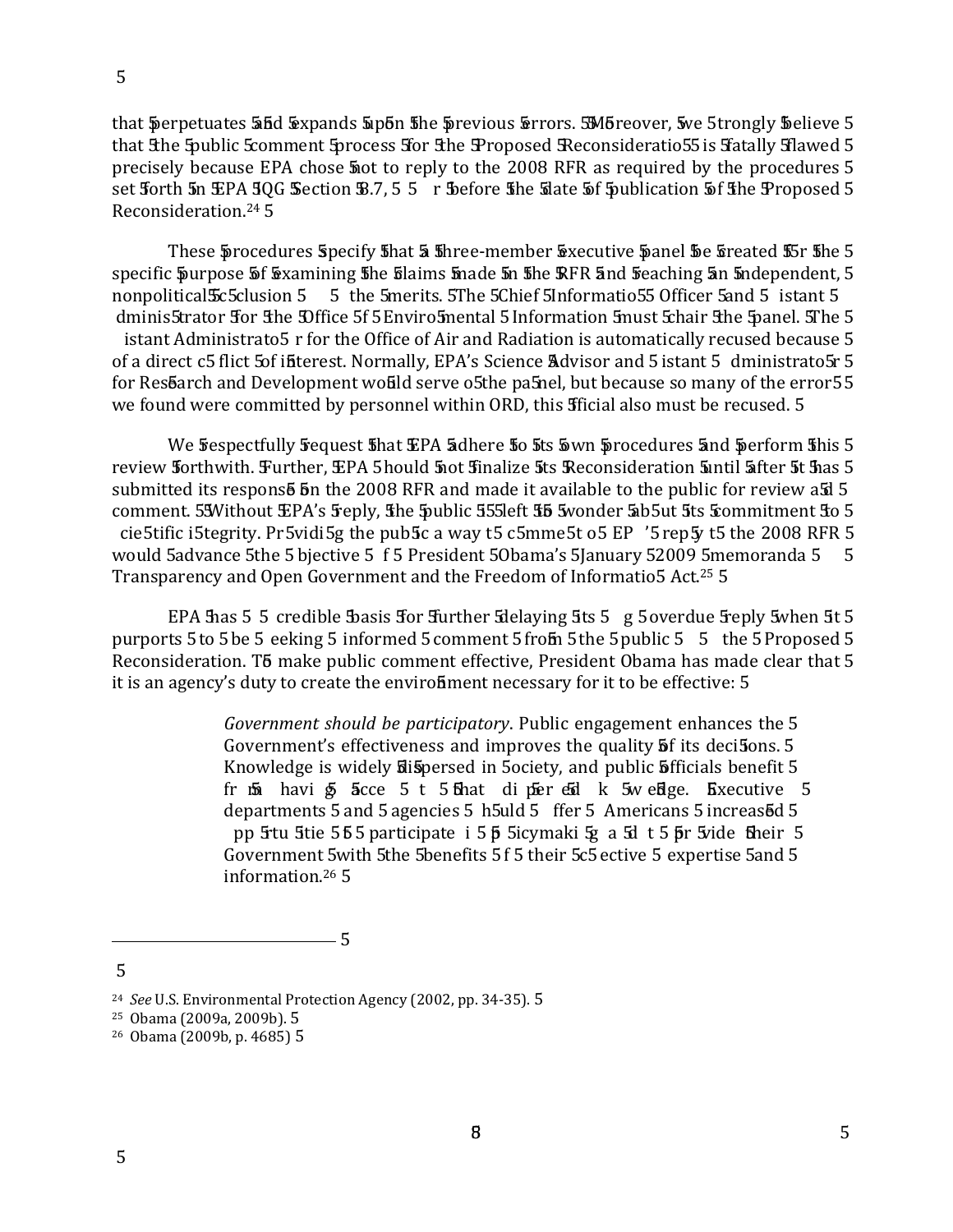that perpetuates and expands upon the previous errors. Moreover, we strongly believe that the public comment process for the Proposed Reconsideration is fatally flawed precisely because EPA chose not to reply to the 2008 RFR as required by the procedures set forth in EPA IQG Section 8.7, before the date of publication of the Proposed Reconsideration.[24]

These procedures specify that a three-member executive panel be created for the specific purpose of examining the claims made in the RFR and reaching an independent, nonpolitical conclusion on the merits. The Chief Information Officer and Assistant Administrator for the Office of Environmental Information must chair the panel. The Assistant Administrator for the Office of Air and Radiation is automatically recused because of a direct conflict of interest. Normally, EPA's Science Advisor and Assistant Administrator for Research and Development would serve on the panel, but because so many of the errors we found were committed by personnel within ORD, this official also must be recused.

We respectfully request that EPA adhere to its own procedures and perform this review forthwith. Further, EPA should not finalize its Reconsideration until after it has submitted its response on the 2008 RFR and made it available to the public for review and comment. Without EPA's reply, the public is left to wonder about its commitment to scientific integrity. Providing the public a way to comment on EPA's reply to the 2008 RFR would advance the objective of President Obama's January 2009 memoranda on Transparency and Open Government and the Freedom of Information Act.[25]

EPA has no credible basis for further delaying its long overdue reply when it purports to be seeking informed comment from the public on the Proposed Reconsideration. To make public comment effective, President Obama has made clear that it is an agency's duty to create the environment necessary for it to be effective:

> *Government should be participatory*. Public engagement enhances the Government's effectiveness and improves the quality of its decisions. Knowledge is widely dispersed in society, and public officials benefit from having access to that dispersed knowledge. Executive departments and agencies should offer Americans increased opportunities to participate in policymaking and to provide their Government with the benefits of their collective expertise and information.[26]

---

[24] *See* U.S. Environmental Protection Agency (2002, pp. 34-35).

[25] Obama (2009a, 2009b).

[26] Obama (2009b, p. 4685)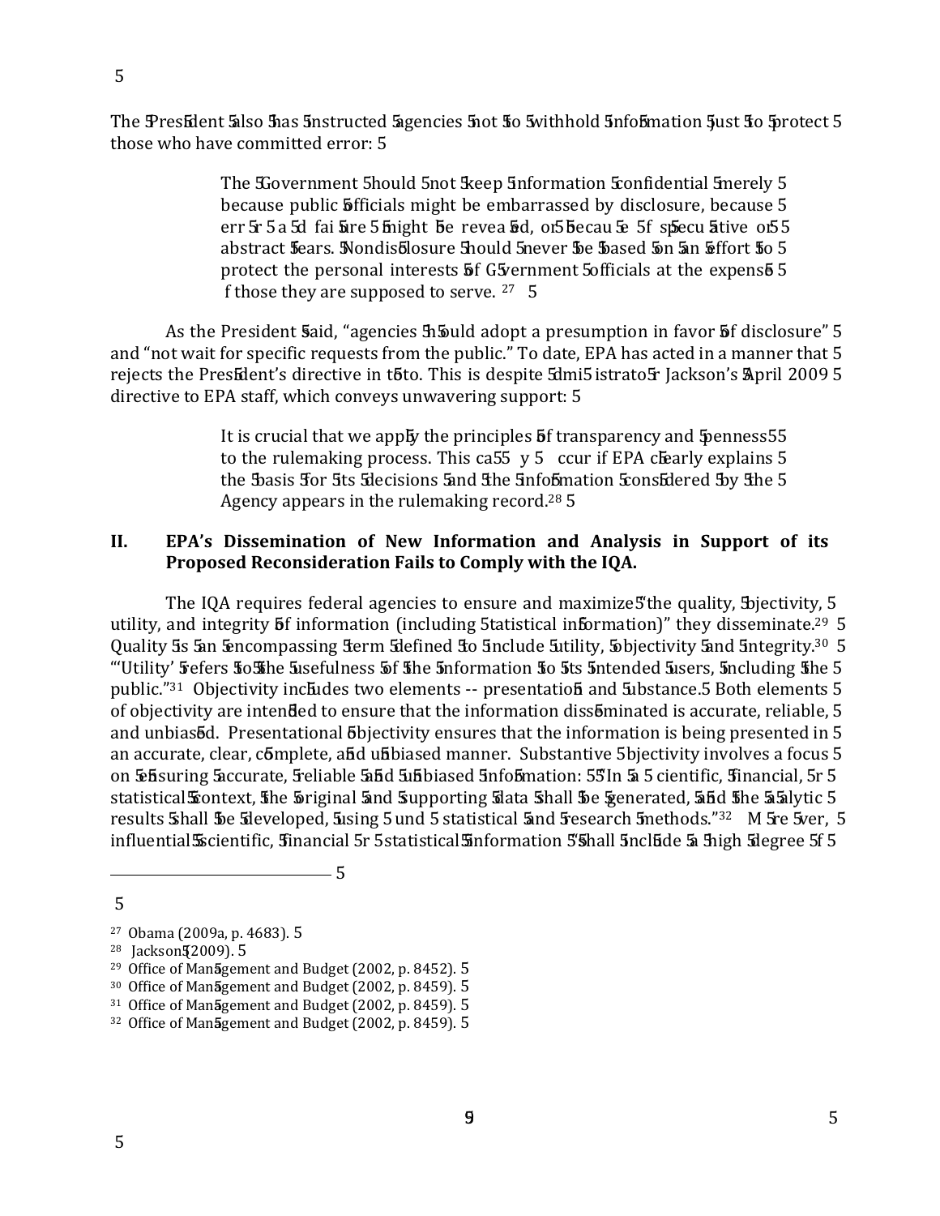The President also has instructed agencies not to withhold information just to protect those who have committed error:

> The Government should not keep information confidential merely because public officials might be embarrassed by disclosure, because errors and failures might be revealed, or because of speculative or abstract fears. Nondisclosure should never be based on an effort to protect the personal interests of Government officials at the expense of those they are supposed to serve. [27]

As the President said, "agencies should adopt a presumption in favor of disclosure" and "not wait for specific requests from the public." To date, EPA has acted in a manner that rejects the President's directive in toto. This is despite Administrator Jackson's April 2009 directive to EPA staff, which conveys unwavering support:

> It is crucial that we apply the principles of transparency and openness to the rulemaking process. This can only occur if EPA clearly explains the basis for its decisions and the information considered by the Agency appears in the rulemaking record.[28]

## II. EPA's Dissemination of New Information and Analysis in Support of its Proposed Reconsideration Fails to Comply with the IQA.

The IQA requires federal agencies to ensure and maximize "the quality, objectivity, utility, and integrity of information (including statistical information)" they disseminate.[29] Quality is an encompassing term defined to include utility, objectivity and integrity.[30] "'Utility' refers to the usefulness of the information to its intended users, including the public."[31] Objectivity includes two elements -- presentation and substance. Both elements of objectivity are intended to ensure that the information disseminated is accurate, reliable, and unbiased. Presentational objectivity ensures that the information is being presented in an accurate, clear, complete, and unbiased manner. Substantive objectivity involves a focus on ensuring accurate, reliable and unbiased information: "In a scientific, financial, or statistical context, the original and supporting data shall be generated, and the analytic results shall be developed, using sound statistical and research methods."[32] Moreover, influential scientific, financial or statistical information "shall include a high degree of

---

[27] Obama (2009a, p. 4683).

[28] Jackson (2009).

[29] Office of Management and Budget (2002, p. 8452).

[30] Office of Management and Budget (2002, p. 8459).

[31] Office of Management and Budget (2002, p. 8459).

[32] Office of Management and Budget (2002, p. 8459).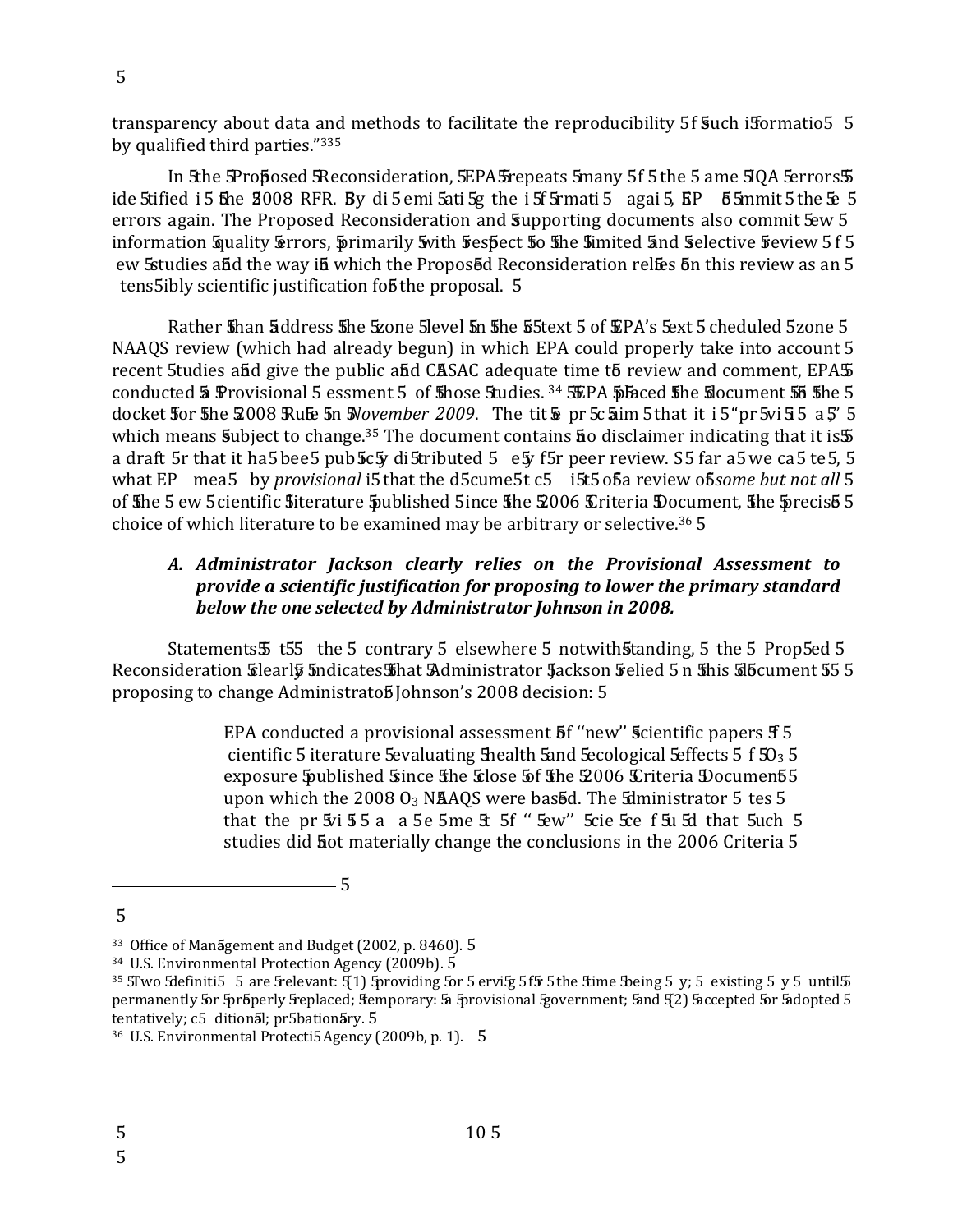transparency about data and methods to facilitate the reproducibility of such information by qualified third parties."[33]

In the Proposed Reconsideration, EPA repeats many of the same IQA errors identified in the 2008 RFR. By disseminating the information again, EPA commits these errors again. The Proposed Reconsideration and supporting documents also commit new information quality errors, primarily with respect to the limited and selective review of new studies and the way in which the Proposed Reconsideration relies on this review as an ostensibly scientific justification for the proposal.

Rather than address the ozone level in the context of EPA's next scheduled ozone NAAQS review (which had already begun) in which EPA could properly take into account recent studies and give the public and CASAC adequate time to review and comment, EPA conducted a Provisional Assessment of those studies.[34] EPA placed the document in the docket for the 2008 Rule in *November 2009*. The title proclaims that it is "provisional," which means subject to change.[35] The document contains no disclaimer indicating that it is a draft or that it has been publicly distributed only for peer review. So far as we can tell, what EPA means by *provisional* is that the document is a review of *some but not all* of the new scientific literature published since the 2006 Criteria Document, the precise choice of which literature to be examined may be arbitrary or selective.[36]

### A. *Administrator Jackson clearly relies on the Provisional Assessment to provide a scientific justification for proposing to lower the primary standard below the one selected by Administrator Johnson in 2008.*

Statements to the contrary elsewhere notwithstanding, the Proposed Reconsideration clearly indicates that Administrator Jackson relied on this document in proposing to change Administrator Johnson's 2008 decision:

> EPA conducted a provisional assessment of ''new'' scientific papers of scientific literature evaluating health and ecological effects of $O_3$ exposure published since the close of the 2006 Criteria Document upon which the 2008 $O_3$ NAAQS were based. The Administrator notes that the provisional assessment of ''new'' science found that such studies did not materially change the conclusions in the 2006 Criteria

---

[33] Office of Management and Budget (2002, p. 8460).

[34] U.S. Environmental Protection Agency (2009b).

[35] Two definitions are relevant: (1) providing or serving for the time being only; existing only until permanently or properly replaced; temporary: a provisional government; and (2) accepted or adopted tentatively; conditional; probationary.

[36] U.S. Environmental Protection Agency (2009b, p. 1).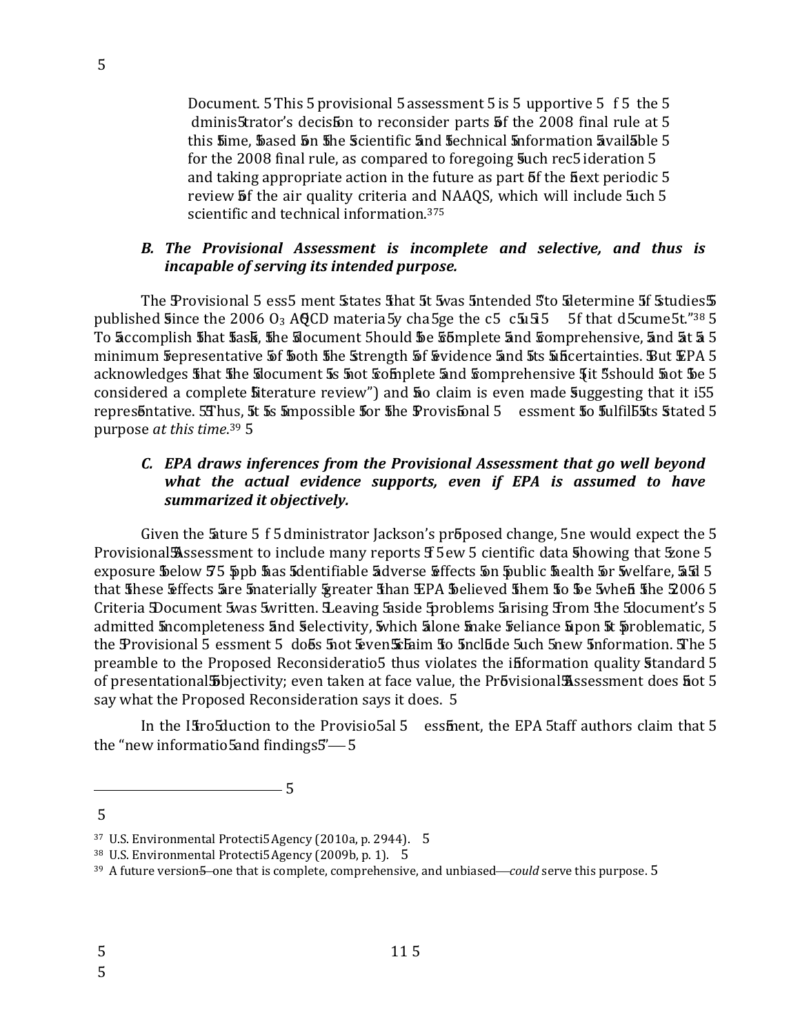Document. This provisional assessment is supportive of the Administrator's decision to reconsider parts of the 2008 final rule at this time, based on the scientific and technical information available for the 2008 final rule, as compared to foregoing such reconsideration and taking appropriate action in the future as part of the next periodic review of the air quality criteria and NAAQS, which will include such scientific and technical information.[37]

### *B. The Provisional Assessment is incomplete and selective, and thus is incapable of serving its intended purpose.*

The Provisional Assessment states that it was intended "to determine if studies published since the 2006 $O_3$ AQCD materially change the conclusions of that document."[38] To accomplish that task, the document should be complete and comprehensive, and at a minimum representative of both the strength of evidence and its uncertainties. But EPA acknowledges that the document is not complete and comprehensive ("it should not be considered a complete literature review") and no claim is even made suggesting that it is representative. Thus, it is impossible for the Provisional Assessment to fulfill its stated purpose *at this time*.[39]

### *C. EPA draws inferences from the Provisional Assessment that go well beyond what the actual evidence supports, even if EPA is assumed to have summarized it objectively.*

Given the nature of Administrator Jackson's proposed change, one would expect the Provisional Assessment to include many reports of new scientific data showing that ozone exposure below 75 ppb has identifiable adverse effects on public health or welfare, and that these effects are materially greater than EPA believed them to be when the 2006 Criteria Document was written. Leaving aside problems arising from the document's admitted incompleteness and selectivity, which alone make reliance upon it problematic, the Provisional Assessment does not even claim to include such new information. The preamble to the Proposed Reconsideration thus violates the information quality standard of presentational objectivity; even taken at face value, the Provisional Assessment does not say what the Proposed Reconsideration says it does.

In the Introduction to the Provisional Assessment, the EPA staff authors claim that the "new information and findings"—

---

[37] U.S. Environmental Protection Agency (2010a, p. 2944).

[38] U.S. Environmental Protection Agency (2009b, p. 1).

[39] A future version—one that is complete, comprehensive, and unbiased—*could* serve this purpose.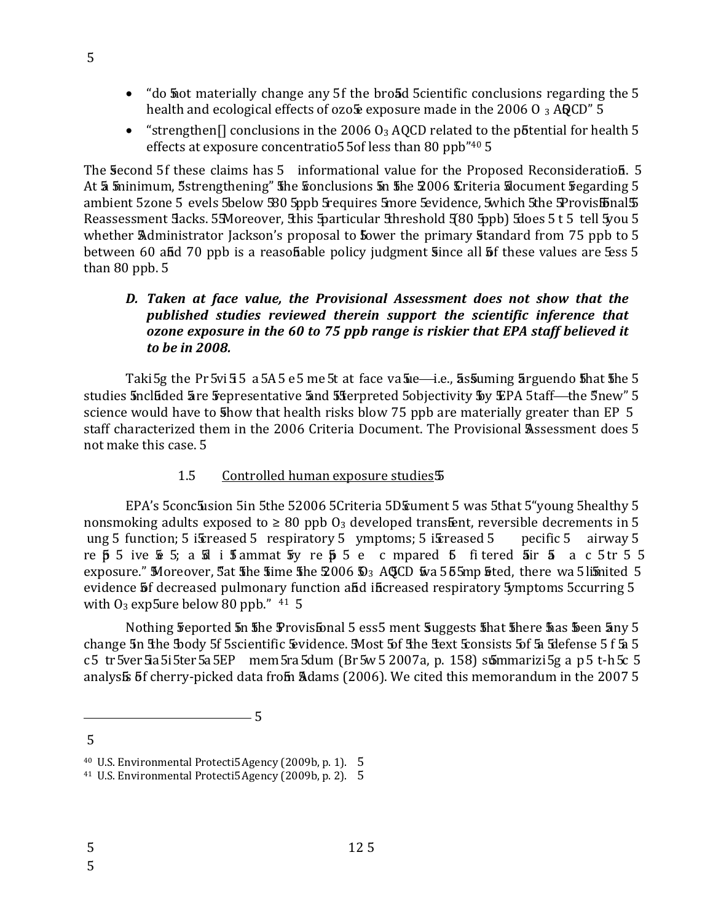- "do not materially change any of the broad scientific conclusions regarding the health and ecological effects of ozone exposure made in the 2006 $O_3$ AQCD"
- "strengthen[] conclusions in the 2006 $O_3$ AQCD related to the potential for health effects at exposure concentrations of less than 80 ppb"[40]

The second of these claims has no informational value for the Proposed Reconsideration. At a minimum, "strengthening" the conclusions in the 2006 Criteria Document regarding ambient ozone levels below 80 ppb requires more evidence, which the Provisional Reassessment lacks. Moreover, this particular threshold (80 ppb) does not tell you whether Administrator Jackson's proposal to lower the primary standard from 75 ppb to between 60 and 70 ppb is a reasonable policy judgment since all of these values are less than 80 ppb.

***D. Taken at face value, the Provisional Assessment does not show that the published studies reviewed therein support the scientific inference that ozone exposure in the 60 to 75 ppb range is riskier that EPA staff believed it to be in 2008.***

Taking the Provisional Assessment at face value—i.e., assuming arguendo that the studies included are representative and interpreted objectivity by EPA staff—the "new" science would have to show that health risks blow 75 ppb are materially greater than EPA staff characterized them in the 2006 Criteria Document. The Provisional Assessment does not make this case.

1.5 Controlled human exposure studies

EPA's conclusion in the 2006 Criteria Document was that "young healthy nonsmoking adults exposed to ≥ 80 ppb $O_3$ developed transient, reversible decrements in lung function; increased respiratory symptoms; increased specific airway responsiveness; and inflammatory responses compared to filtered air exposure." Moreover, "at the time the 2006 $O_3$ AQCD was completed, there was limited evidence of decreased pulmonary function and increased respiratory symptoms occurring with $O_3$ exposure below 80 ppb."[41]

Nothing reported in the Provisional Assessment suggests that there has been any change in the body of scientific evidence. Most of the text consists of a defense of a controversial interior EPA memorandum (Brown 2007a, p. 158) summarizing a post-hoc analysis of cherry-picked data from Adams (2006). We cited this memorandum in the 2007

---

[40] U.S. Environmental Protection Agency (2009b, p. 1).

[41] U.S. Environmental Protection Agency (2009b, p. 2).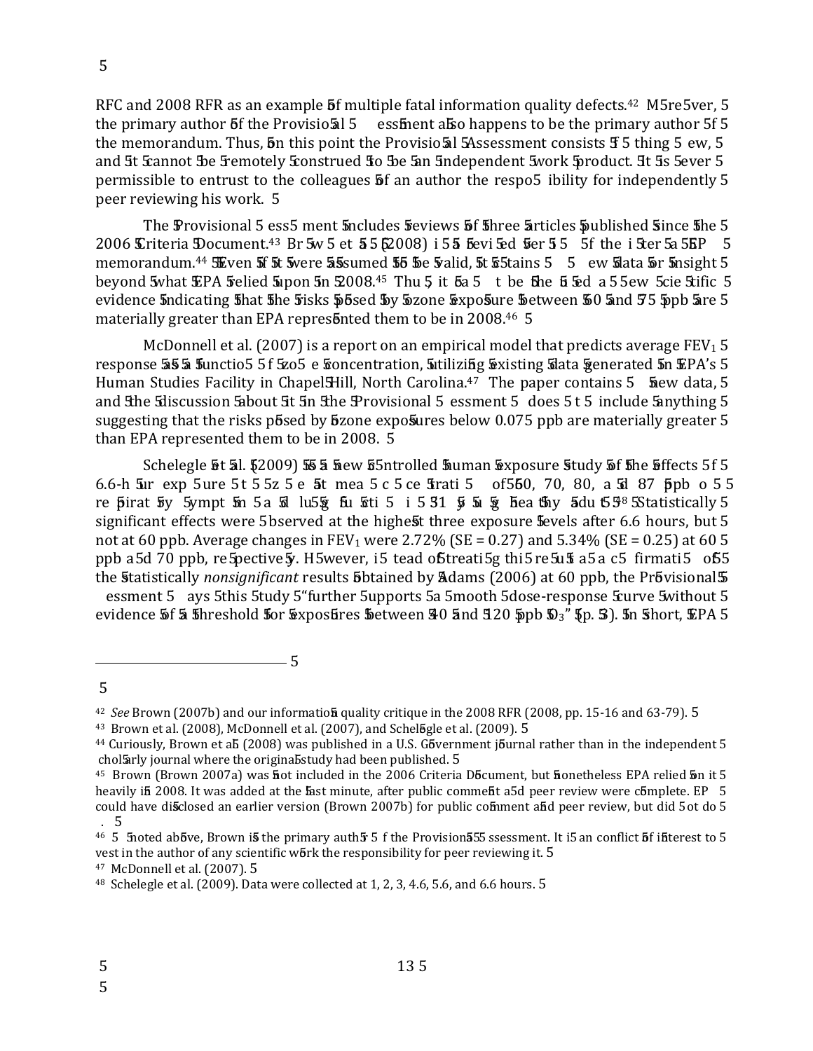RFC and 2008 RFR as an example of multiple fatal information quality defects.[42] Moreover, the primary author of the Provisional Assessment also happens to be the primary author of the memorandum. Thus, on this point the Provisional Assessment consists of nothing new, and it cannot be remotely construed to be an independent work product. It is never permissible to entrust to the colleagues of an author the responsibility for independently peer reviewing his work.

The Provisional Assessment includes reviews of three articles published since the 2006 Criteria Document.[43] Brown et al. (2008) is a revised version of the interim EPA memorandum.[44] Even if it were assumed to be valid, it contains no new data or insight beyond what EPA relied upon in 2008.[45] Thus, it cannot be the basis of a new scientific evidence indicating that the risks posed by ozone exposure between 60 and 75 ppb are materially greater than EPA represented them to be in 2008.[46]

McDonnell et al. (2007) is a report on an empirical model that predicts average $FEV_1$ response as a function of ozone concentration, utilizing existing data generated in EPA's Human Studies Facility in Chapel Hill, North Carolina.[47] The paper contains no new data, and the discussion about it in the Provisional Assessment does not include anything suggesting that the risks posed by ozone exposures below 0.075 ppb are materially greater than EPA represented them to be in 2008.

Schelegle et al. (2009) is a new controlled human exposure study of the effects of 6.6-hour exposure to ozone at mean concentrations of 60, 70, 80, and 87 ppb on respiratory symptoms and lung function in 31 young healthy adults.[48] Statistically significant effects were observed at the highest three exposure levels after 6.6 hours, but not at 60 ppb. Average changes in $FEV_1$ were 2.72% (SE = 0.27) and 5.34% (SE = 0.25) at 60 ppb and 70 ppb, respectively. However, instead of treating this result as a confirmation of the statistically *nonsignificant* results obtained by Adams (2006) at 60 ppb, the Provisional Assessment says this study "further supports a smooth dose-response curve without evidence of a threshold for exposures between 40 and 120 ppb $O_3$" (p. 3). In short, EPA

---

[42] *See* Brown (2007b) and our information quality critique in the 2008 RFR (2008, pp. 15-16 and 63-79).

[43] Brown et al. (2008), McDonnell et al. (2007), and Schelegle et al. (2009).

[44] Curiously, Brown et al. (2008) was published in a U.S. Government journal rather than in the independent scholarly journal where the original study had been published.

[45] Brown (Brown 2007a) was not included in the 2006 Criteria Document, but nonetheless EPA relied on it heavily in 2008. It was added at the last minute, after public comment and peer review were complete. EPA could have disclosed an earlier version (Brown 2007b) for public comment and peer review, but did not do so.

[46] As noted above, Brown is the primary author of the Provisional Assessment. It is an conflict of interest to vest in the author of any scientific work the responsibility for peer reviewing it.

[47] McDonnell et al. (2007).

[48] Schelegle et al. (2009). Data were collected at 1, 2, 3, 4.6, 5.6, and 6.6 hours.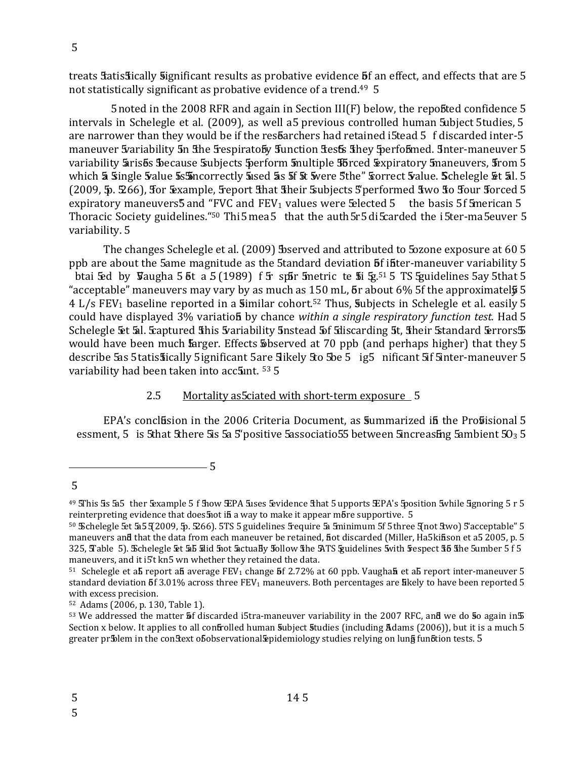treats statistically significant results as probative evidence of an effect, and effects that are not statistically significant as probative evidence of a trend.[49]

As noted in the 2008 RFR and again in Section III(F) below, the reported confidence intervals in Schelegle et al. (2009), as well as previous controlled human subject studies, are narrower than they would be if the researchers had retained instead of discarded inter-maneuver variability in the respiratory function tests they performed. Inter-maneuver variability arises because subjects perform multiple forced expiratory maneuvers, from which a single value is incorrectly used as if it were "the" correct value. Schelegle et al. (2009, p. 266), for example, report that their subjects "performed two to four forced expiratory maneuvers" and "FVC and $FEV_1$ values were selected on the basis of American Thoracic Society guidelines."[50] This means that the authors discarded the inter-maneuver variability.

The changes Schelegle et al. (2009) observed and attributed to ozone exposure at 60 ppb are about the same magnitude as the standard deviation of inter-maneuver variability obtained by Vaughan et al. (1989) for spirometric testing.[51] ATS guidelines say that "acceptable" maneuvers may vary by as much as 150 mL, or about 6% of the approximately 4 L/s $FEV_1$ baseline reported in a similar cohort.[52] Thus, subjects in Schelegle et al. easily could have displayed 3% variation by chance *within a single respiratory function test.* Had Schelegle et al. captured this variability instead of discarding it, their standard errors would have been much larger. Effects observed at 70 ppb (and perhaps higher) that they describe as statistically significant are likely to be insignificant if inter-maneuver variability had been taken into account.[53]

### 2.5 Mortality associated with short-term exposure

EPA's conclusion in the 2006 Criteria Document, as summarized in the Provisional Assessment, is that there is a "positive association between increasing ambient $O_3$

---

[49] This is another example of how EPA uses evidence that supports EPA's position while ignoring or reinterpreting evidence that does not in a way to make it appear more supportive.

[50] Schelegle et al. (2009, p. 266). ATS guidelines require a minimum of three (not two) "acceptable" maneuvers and that the data from each maneuver be retained, not discarded (Miller, Hankinson et al. 2005, p. 325, Table 5). Schelegle et al. did not actually follow the ATS guidelines with respect to the number of maneuvers, and it isn't known whether they retained the data.

[51] Schelegle et al. report an average $FEV_1$ change of 2.72% at 60 ppb. Vaughan et al. report inter-maneuver standard deviation of 3.01% across three $FEV_1$ maneuvers. Both percentages are likely to have been reported with excess precision.

[52] Adams (2006, p. 130, Table 1).

[53] We addressed the matter of discarded intra-maneuver variability in the 2007 RFC, and we do so again in Section x below. It applies to all controlled human subject studies (including Adams (2006)), but it is a much greater problem in the context of observational epidemiology studies relying on lung function tests.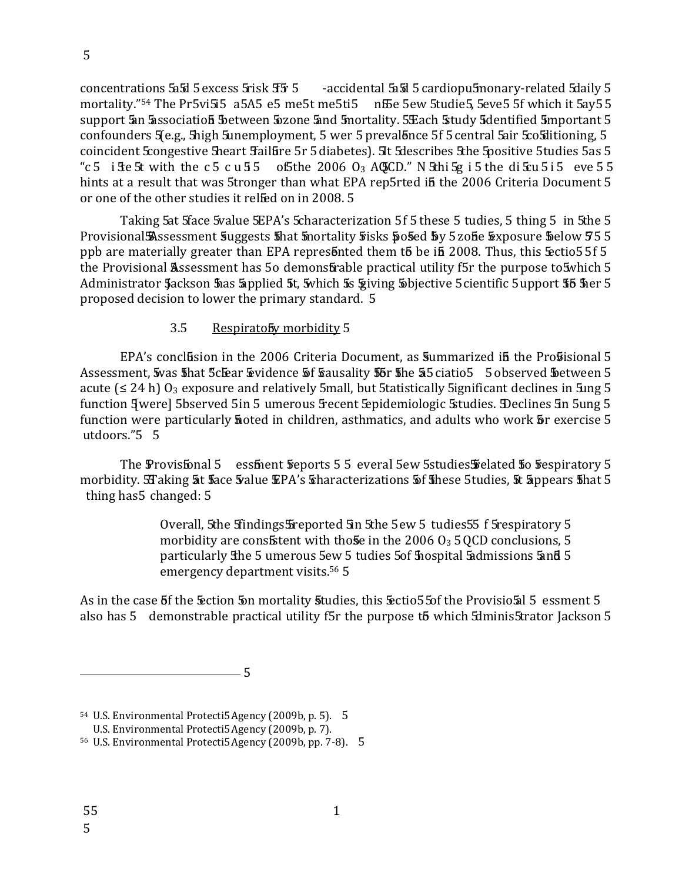concentrations and excess risk for non-accidental and cardiopulmonary-related daily mortality."[54] The Provisional Assessment mentions new studies, several of which it says support an association between ozone and mortality. Each study identified important confounders (e.g., high unemployment, lower prevalence of central air conditioning, coincident congestive heart failure or diabetes). It describes the positive studies as "consistent with the conclusions of the 2006 $O_3$ AQCD." Nothing in the discussion even hints at a result that was stronger than what EPA reported in the 2006 Criteria Document or one of the other studies it relied on in 2008.

Taking at face value EPA's characterization of these studies, nothing in the Provisional Assessment suggests that mortality risks posed by ozone exposure below 75 ppb are materially greater than EPA represented them to be in 2008. Thus, this section of the Provisional Assessment has no demonstrable practical utility for the purpose to which Administrator Jackson has applied it, which is giving objective scientific support to her proposed decision to lower the primary standard.

### 3.5 Respiratory morbidity

EPA's conclusion in the 2006 Criteria Document, as summarized in the Provisional Assessment, was that "clear evidence of causality for the association observed between acute (≤ 24 h) $O_3$ exposure and relatively small, but statistically significant declines in lung function [were] observed in numerous recent epidemiologic studies. Declines in lung function were particularly noted in children, asthmatics, and adults who work or exercise outdoors."[55]

The Provisional Assessment reports several new studies related to respiratory morbidity. Taking at face value EPA's characterizations of these studies, it appears that nothing has changed:

> Overall, the findings reported in the new studies of respiratory morbidity are consistent with those in the 2006 $O_3$ AQCD conclusions, particularly the numerous new studies of hospital admissions and emergency department visits.[56]

As in the case of the section on mortality studies, this section of the Provisional Assessment also has no demonstrable practical utility for the purpose to which Administrator Jackson

---

[54] U.S. Environmental Protection Agency (2009b, p. 5).

[55] U.S. Environmental Protection Agency (2009b, p. 7).

[56] U.S. Environmental Protection Agency (2009b, pp. 7-8).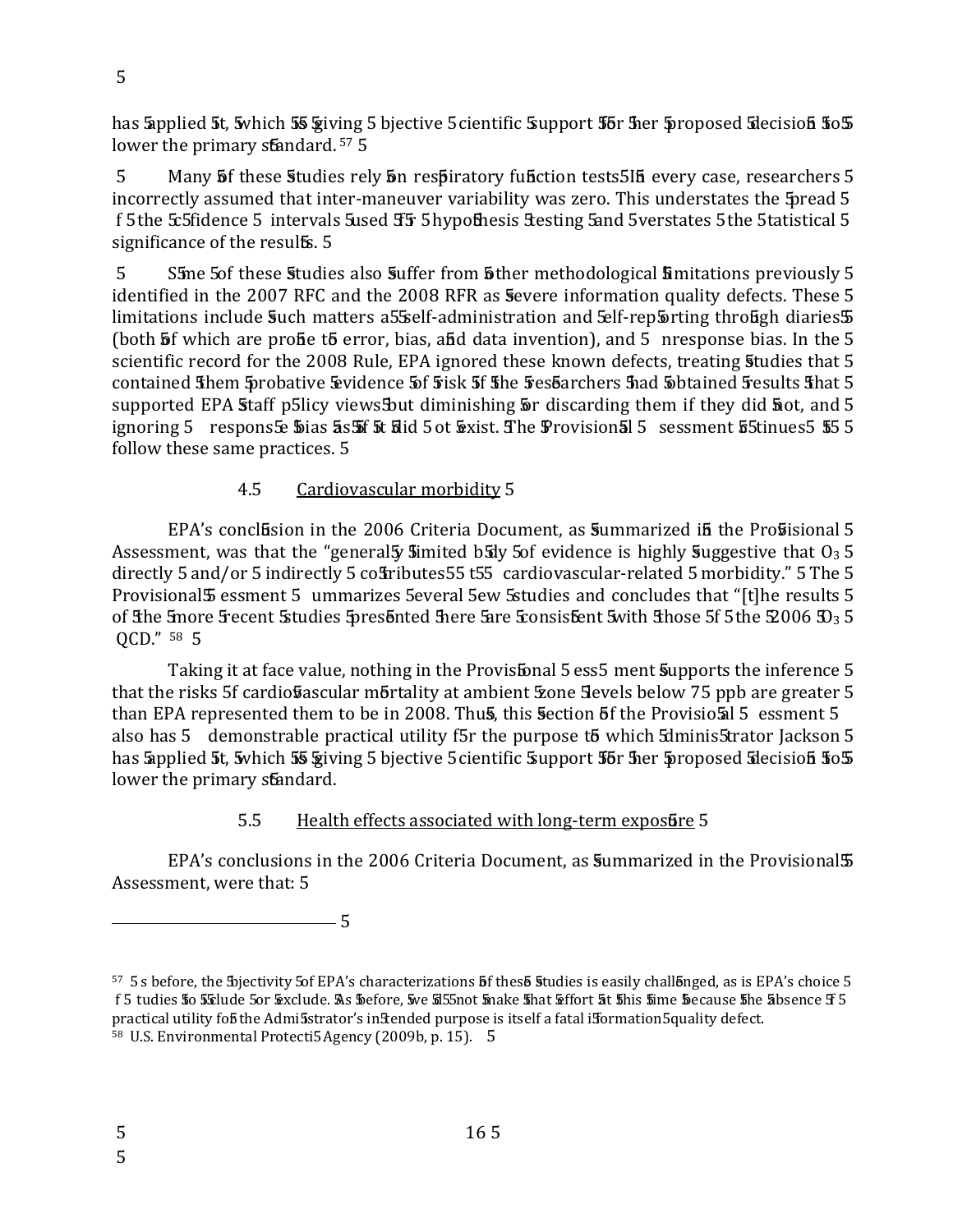has applied it, which is giving objective scientific support for her proposed decision to lower the primary standard.[57]

Many of these studies rely on respiratory function tests. In every case, researchers incorrectly assumed that inter-maneuver variability was zero. This understates the spread of the confidence intervals used for hypothesis testing and overstates the statistical significance of the results.

Some of these studies also suffer from other methodological limitations previously identified in the 2007 RFC and the 2008 RFR as severe information quality defects. These limitations include such matters as self-administration and self-reporting through diaries (both of which are prone to error, bias, and data invention), and nonresponse bias. In the scientific record for the 2008 Rule, EPA ignored these known defects, treating studies that contained them probative evidence of risk if the researchers had obtained results that supported EPA staff policy views but diminishing or discarding them if they did not, and ignoring nonresponse bias as if it did not exist. The Provisional Assessment continues to follow these same practices.

### 4.5 Cardiovascular morbidity

EPA's conclusion in the 2006 Criteria Document, as summarized in the Provisional Assessment, was that the "generally limited body of evidence is highly suggestive that $O_3$ directly and/or indirectly contributes to cardiovascular-related morbidity." The Provisional Assessment summarizes several new studies and concludes that "[t]he results of the more recent studies presented here are consistent with those of the 2006 $O_3$ QCD."[58]

Taking it at face value, nothing in the Provisional Assessment supports the inference that the risks of cardiovascular mortality at ambient ozone levels below 75 ppb are greater than EPA represented them to be in 2008. Thus, this section of the Provisional Assessment also has demonstrable practical utility for the purpose to which Administrator Jackson has applied it, which is giving objective scientific support for her proposed decision to lower the primary standard.

### 5.5 Health effects associated with long-term exposure

EPA's conclusions in the 2006 Criteria Document, as summarized in the Provisional Assessment, were that:

---

[57] As before, the objectivity of EPA's characterizations of these studies is easily challenged, as is EPA's choice of studies to include or exclude. As before, we do not make that effort at this time because the absence of practical utility for the Administrator's intended purpose is itself a fatal information quality defect.

[58] U.S. Environmental Protection Agency (2009b, p. 15).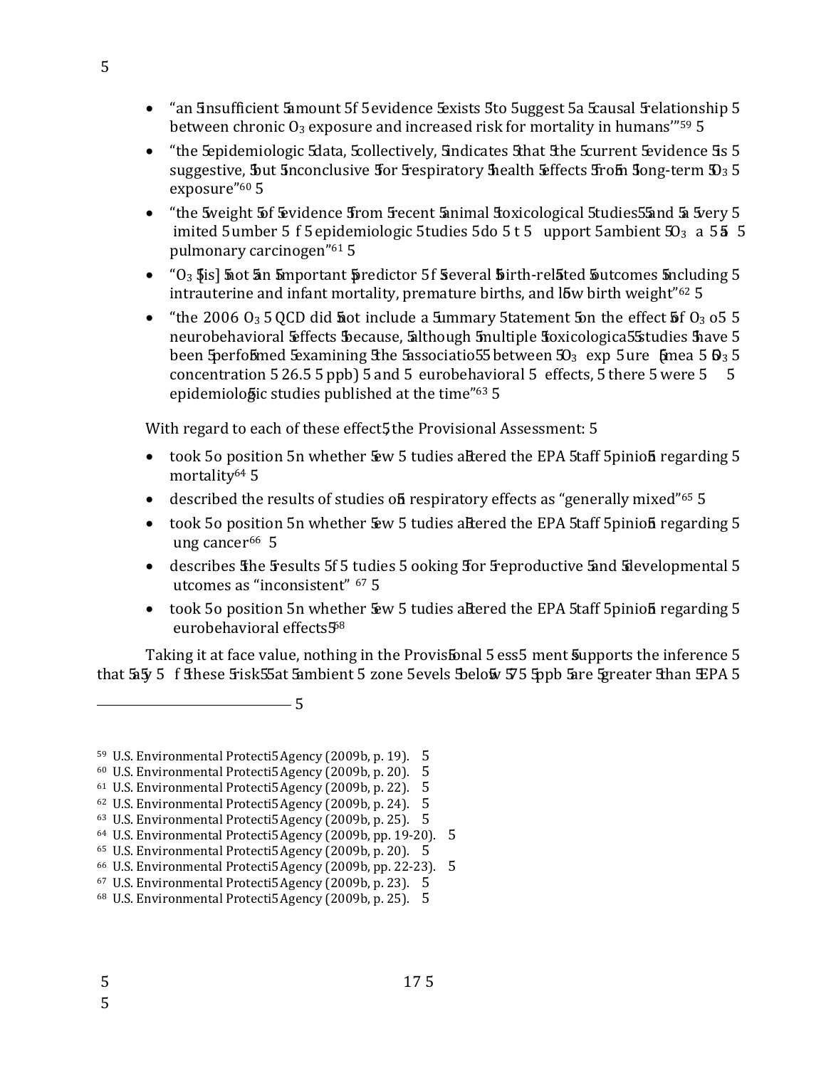- "an insufficient amount of evidence exists to suggest a causal relationship between chronic $O_3$ exposure and increased risk for mortality in humans'"[59]
- "the epidemiologic data, collectively, indicates that the current evidence is suggestive, but inconclusive for respiratory health effects from long-term $O_3$ exposure"[60]
- "the weight of evidence from recent animal toxicological studies and a very limited number of epidemiologic studies do not support ambient $O_3$ as a pulmonary carcinogen"[61]
- "$O_3$ [is] not an important predictor of several birth-related outcomes including intrauterine and infant mortality, premature births, and low birth weight"[62]
- "the 2006 $O_3$ QCD did not include a summary statement on the effect of $O_3$ on neurobehavioral effects because, although multiple toxicological studies have been performed examining the association between $O_3$ exposure (mean $O_3$ concentration 26.5 ppb) and neurobehavioral effects, there were no epidemiologic studies published at the time"[63]

With regard to each of these effects, the Provisional Assessment:

- took no position on whether new studies altered the EPA staff opinion regarding mortality[64]
- described the results of studies on respiratory effects as "generally mixed"[65]
- took no position on whether new studies altered the EPA staff opinion regarding lung cancer[66]
- describes the results of studies looking for reproductive and developmental outcomes as "inconsistent"[67]
- took no position on whether new studies altered the EPA staff opinion regarding neurobehavioral effects[68]

Taking it at face value, nothing in the Provisional Assessment supports the inference that any of these risks at ambient ozone levels below 75 ppb are greater than EPA

---

[59] U.S. Environmental Protection Agency (2009b, p. 19).
[60] U.S. Environmental Protection Agency (2009b, p. 20).
[61] U.S. Environmental Protection Agency (2009b, p. 22).
[62] U.S. Environmental Protection Agency (2009b, p. 24).
[63] U.S. Environmental Protection Agency (2009b, p. 25).
[64] U.S. Environmental Protection Agency (2009b, pp. 19-20).
[65] U.S. Environmental Protection Agency (2009b, p. 20).
[66] U.S. Environmental Protection Agency (2009b, pp. 22-23).
[67] U.S. Environmental Protection Agency (2009b, p. 23).
[68] U.S. Environmental Protection Agency (2009b, p. 25).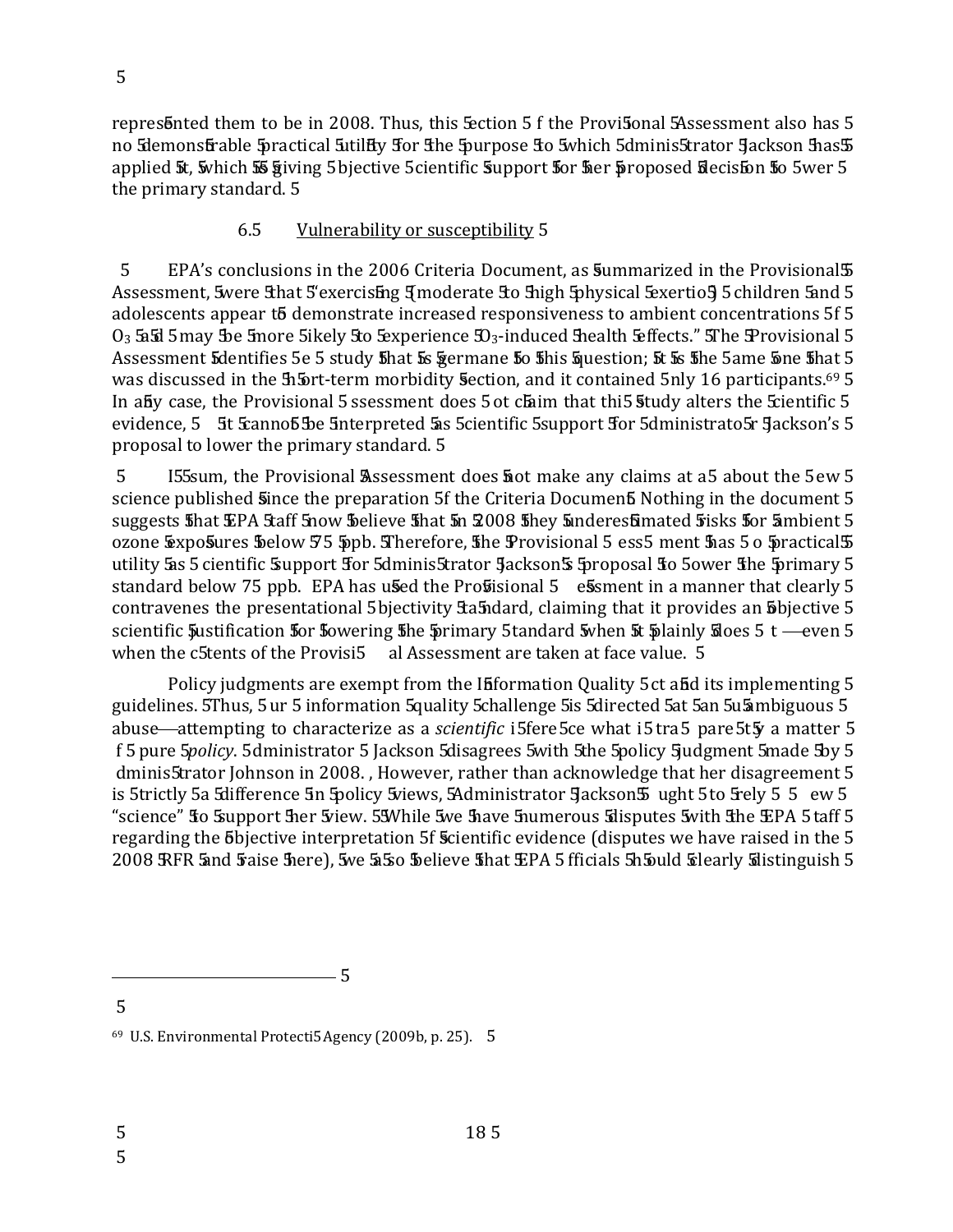represented them to be in 2008. Thus, this section of the Provisional Assessment also has no demonstrable practical utility for the purpose to which Administrator Jackson has applied it, which is giving objective scientific support for her proposed decision to lower the primary standard.

### 6.5 Vulnerability or susceptibility

EPA's conclusions in the 2006 Criteria Document, as summarized in the Provisional Assessment, were that "exercising (moderate to high physical exertion) children and adolescents appear to demonstrate increased responsiveness to ambient concentrations of $O_3$ and may be more likely to experience $O_3$-induced health effects." The Provisional Assessment identifies one study that is germane to this question; it is the same one that was discussed in the short-term morbidity section, and it contained only 16 participants.[69] In any case, the Provisional Assessment does not claim that this study alters the scientific evidence, so it cannot be interpreted as scientific support for Administrator Jackson's proposal to lower the primary standard.

In sum, the Provisional Assessment does not make any claims at all about the new science published since the preparation of the Criteria Document. Nothing in the document suggests that EPA staff now believe that in 2008 they underestimated risks for ambient ozone exposures below 75 ppb. Therefore, the Provisional Assessment has no practical utility as scientific support for Administrator Jackson's proposal to lower the primary standard below 75 ppb. EPA has used the Provisional Assessment in a manner that clearly contravenes the presentational objectivity standard, claiming that it provides an objective scientific justification for lowering the primary standard when it plainly does not —even when the contents of the Provisional Assessment are taken at face value.

Policy judgments are exempt from the Information Quality Act and its implementing guidelines. Thus, our information quality challenge is directed at an unambiguous abuse—attempting to characterize as a *scientific* inference what is transparently a matter of pure *policy*. Administrator Jackson disagrees with the policy judgment made by Administrator Johnson in 2008. , However, rather than acknowledge that her disagreement is strictly a difference in policy views, Administrator Jackson sought to rely on new "science" to support her view. While we have numerous disputes with the EPA staff regarding the objective interpretation of scientific evidence (disputes we have raised in the 2008 RFR and raise here), we also believe that EPA officials should clearly distinguish

---

[69] U.S. Environmental Protection Agency (2009b, p. 25).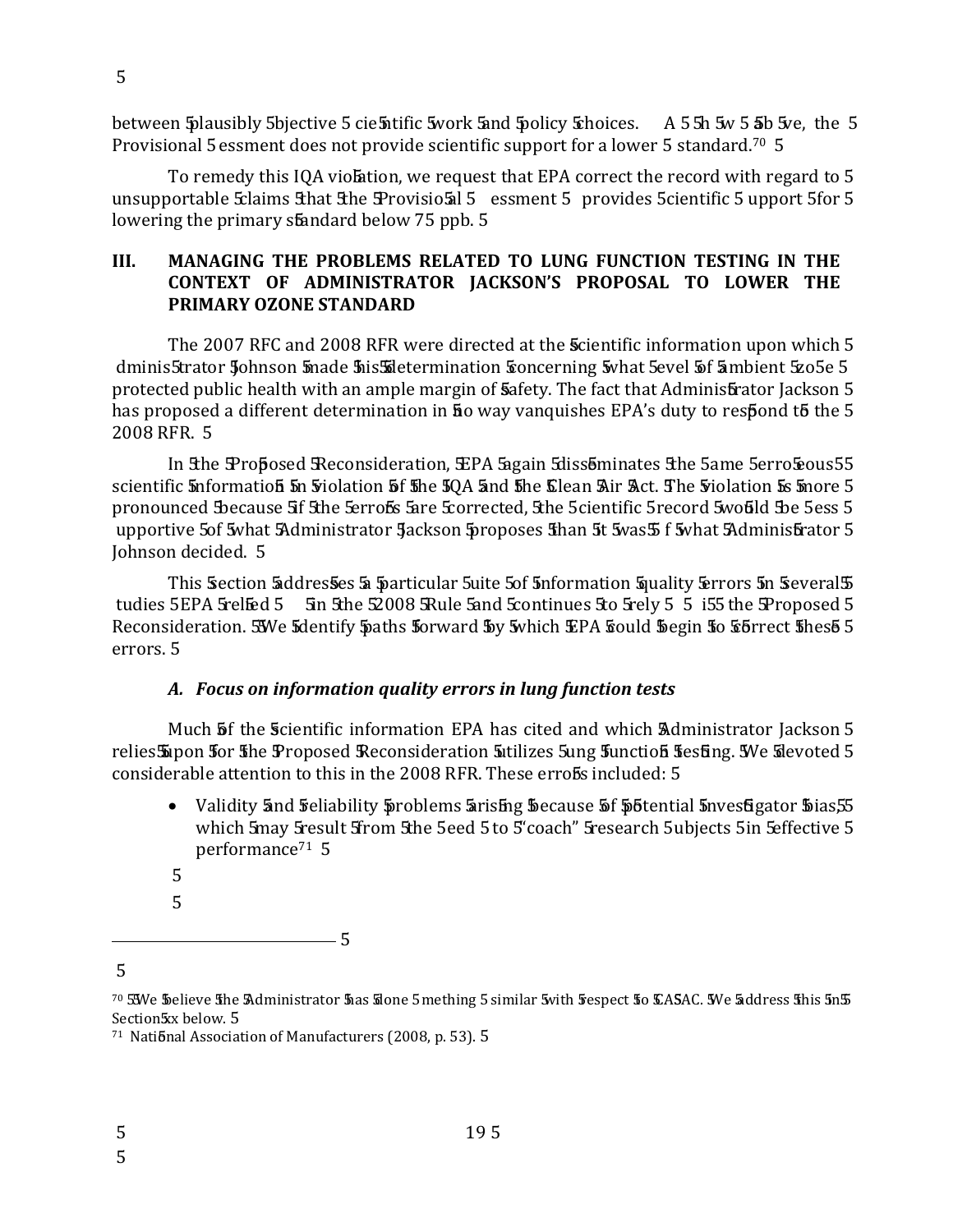between plausibly objective scientific work and policy choices. A 5 h w 5 b ve, the Provisional essment does not provide scientific support for a lower standard.[70]

To remedy this IQA violation, we request that EPA correct the record with regard to unsupportable claims that the Provisional essment provides scientific upport for lowering the primary standard below 75 ppb.

## III. MANAGING THE PROBLEMS RELATED TO LUNG FUNCTION TESTING IN THE CONTEXT OF ADMINISTRATOR JACKSON'S PROPOSAL TO LOWER THE PRIMARY OZONE STANDARD

The 2007 RFC and 2008 RFR were directed at the scientific information upon which dministrator Johnson made his determination concerning what evel of ambient zo e protected public health with an ample margin of safety. The fact that Administrator Jackson has proposed a different determination in no way vanquishes EPA's duty to respond to the 2008 RFR.

In the Proposed Reconsideration, EPA again disseminates the same erroneous scientific information in violation of the IQA and the Clean Air Act. The violation is more pronounced because if the errors are corrected, the cientific record would be ess upportive of what Administrator Jackson proposes than it was f what Administrator Johnson decided.

This section addresses a particular uite of information quality errors in several tudies EPA relied in the 2008 Rule and continues to rely i the Proposed Reconsideration. We identify paths forward by which EPA could begin to correct these errors.

### *A. Focus on information quality errors in lung function tests*

Much of the scientific information EPA has cited and which Administrator Jackson relies upon for the Proposed Reconsideration utilizes ung function testing. We devoted considerable attention to this in the 2008 RFR. These errors included:

- Validity and reliability problems arising because of potential investigator bias, which may result from the eed to "coach" research ubjects in effective performance[71]

---

[70] We believe the Administrator has done mething similar with respect to CASAC. We address this in Section xx below.

[71] National Association of Manufacturers (2008, p. 53).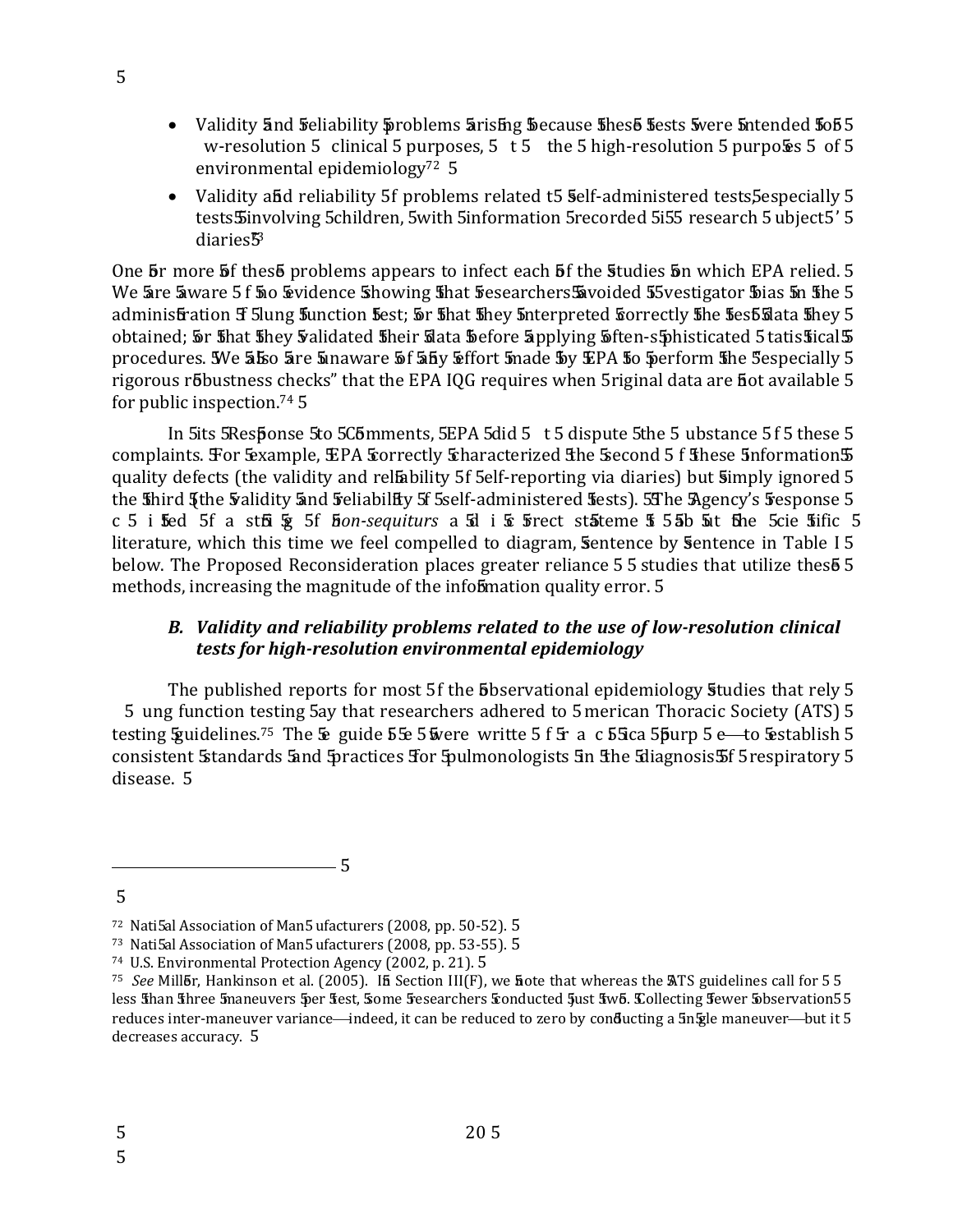- Validity and reliability problems arising because these tests were intended for low-resolution clinical purposes, not the high-resolution purposes of environmental epidemiology[72]
- Validity and reliability of problems related to self-administered tests, especially tests involving children, with information recorded in research subjects' diaries[73]

One or more of these problems appears to infect each of the studies on which EPA relied. We are aware of no evidence showing that researchers avoided investigator bias in the administration of lung function test; or that they interpreted correctly the test data they obtained; or that they validated their data before applying often-sophisticated statistical procedures. We also are unaware of any effort made by EPA to perform the "especially rigorous robustness checks" that the EPA IQG requires when original data are not available for public inspection.[74]

In its Response to Comments, EPA did not dispute the substance of these complaints. For example, EPA correctly characterized the second of these information quality defects (the validity and reliability of self-reporting via diaries) but simply ignored the third (the validity and reliability of self-administered tests). The Agency's response consisted of a string of *non-sequiturs* and incorrect statements about the scientific literature, which this time we feel compelled to diagram, sentence by sentence in Table I below. The Proposed Reconsideration places greater reliance on studies that utilize these methods, increasing the magnitude of the information quality error.

### *B. Validity and reliability problems related to the use of low-resolution clinical tests for high-resolution environmental epidemiology*

The published reports for most of the observational epidemiology studies that rely on lung function testing say that researchers adhered to American Thoracic Society (ATS) testing guidelines.[75] These guidelines were written for a clinical purpose—to establish consistent standards and practices for pulmonologists in the diagnosis of respiratory disease.

---

[72] National Association of Manufacturers (2008, pp. 50-52).

[73] National Association of Manufacturers (2008, pp. 53-55).

[74] U.S. Environmental Protection Agency (2002, p. 21).

[75] *See* Miller, Hankinson et al. (2005). In Section III(F), we note that whereas the ATS guidelines call for no less than three maneuvers per test, some researchers conducted just two. Collecting fewer observations reduces inter-maneuver variance—indeed, it can be reduced to zero by conducting a single maneuver—but it decreases accuracy.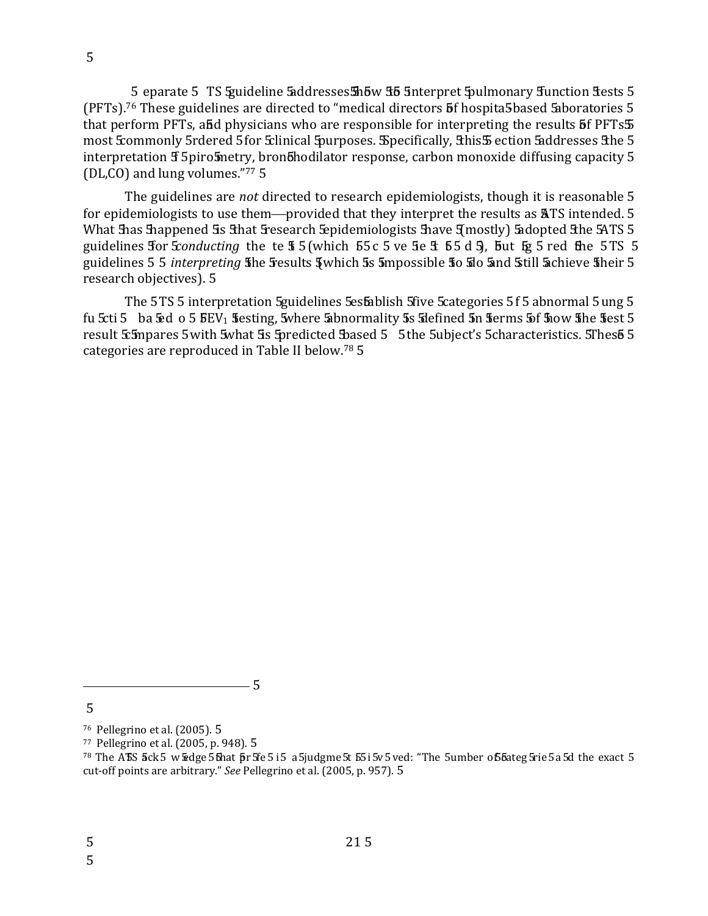A separate ATS guideline addresses how to interpret pulmonary function tests (PFTs).[76] These guidelines are directed to "medical directors of hospital-based laboratories that perform PFTs, and physicians who are responsible for interpreting the results of PFTs most commonly ordered for clinical purposes. Specifically, this section addresses the interpretation of spirometry, bronchodilator response, carbon monoxide diffusing capacity (DL,CO) and lung volumes."[77]

The guidelines are *not* directed to research epidemiologists, though it is reasonable for epidemiologists to use them—provided that they interpret the results as ATS intended. What has happened is that research epidemiologists have (mostly) adopted the ATS guidelines for *conducting* the tests (which is commendable), but ignored the ATS guidelines for *interpreting* the results (which is impossible to do and still achieve their research objectives).

The ATS interpretation guidelines establish five categories of abnormal lung function based on $FEV_1$ testing, where abnormality is defined in terms of how the test result compares with what is predicted based on the subject's characteristics. These categories are reproduced in Table II below.[78]

---

[76] Pellegrino et al. (2005).

[77] Pellegrino et al. (2005, p. 948).

[78] The ATS acknowledge that professional judgment is involved: "The number of categories and the exact cut-off points are arbitrary." *See* Pellegrino et al. (2005, p. 957).